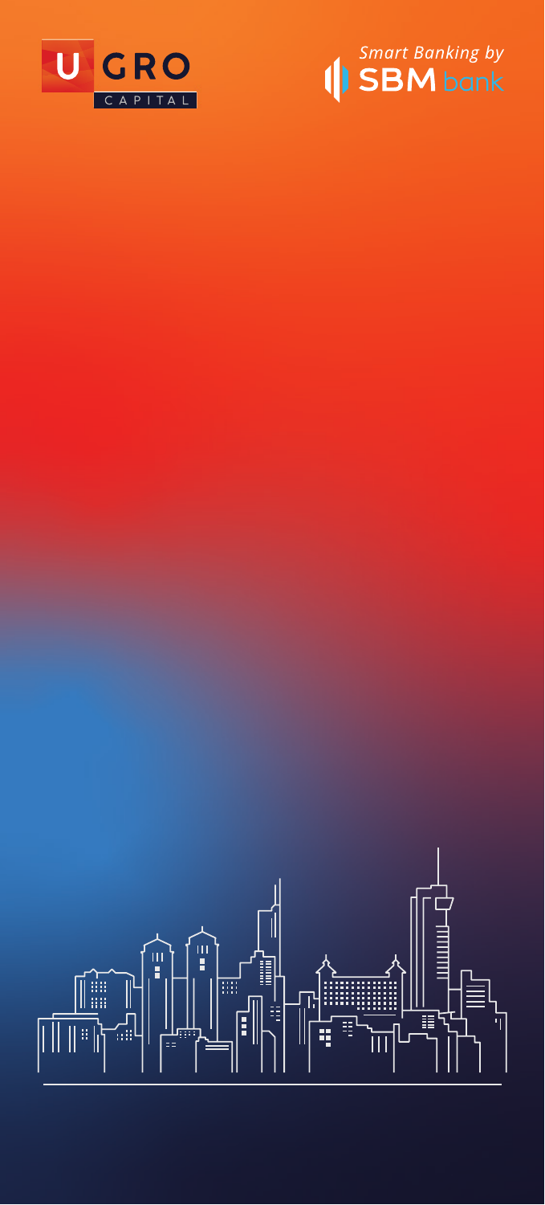U GRO CAPITAL

*Smart Banking by* SBM bank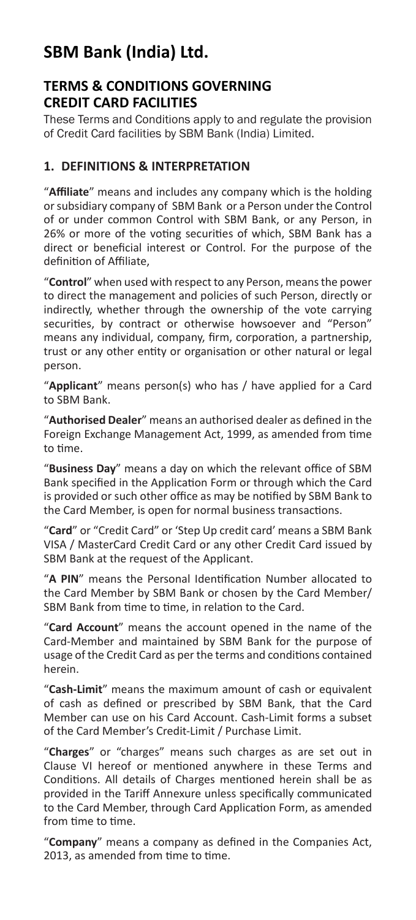# SBM Bank (India) Ltd.

## TERMS & CONDITIONS GOVERNING CREDIT CARD FACILITIES

These Terms and Conditions apply to and regulate the provision of Credit Card facilities by SBM Bank (India) Limited.

### 1. DEFINITIONS & INTERPRETATION

"**Affiliate**" means and includes any company which is the holding or subsidiary company of SBM Bank or a Person under the Control of or under common Control with SBM Bank, or any Person, in 26% or more of the voting securities of which, SBM Bank has a direct or beneficial interest or Control. For the purpose of the definition of Affiliate,

"**Control**" when used with respect to any Person, means the power to direct the management and policies of such Person, directly or indirectly, whether through the ownership of the vote carrying securities, by contract or otherwise howsoever and "Person" means any individual, company, firm, corporation, a partnership, trust or any other entity or organisation or other natural or legal person.

"**Applicant**" means person(s) who has / have applied for a Card to SBM Bank.

"**Authorised Dealer**" means an authorised dealer as defined in the Foreign Exchange Management Act, 1999, as amended from time to time.

"**Business Day**" means a day on which the relevant office of SBM Bank specified in the Application Form or through which the Card is provided or such other office as may be notified by SBM Bank to the Card Member, is open for normal business transactions.

"**Card**" or "Credit Card" or 'Step Up credit card' means a SBM Bank VISA / MasterCard Credit Card or any other Credit Card issued by SBM Bank at the request of the Applicant.

"**A PIN**" means the Personal Identification Number allocated to the Card Member by SBM Bank or chosen by the Card Member/ SBM Bank from time to time, in relation to the Card.

"**Card Account**" means the account opened in the name of the Card-Member and maintained by SBM Bank for the purpose of usage of the Credit Card as per the terms and conditions contained herein.

"**Cash-Limit**" means the maximum amount of cash or equivalent of cash as defined or prescribed by SBM Bank, that the Card Member can use on his Card Account. Cash-Limit forms a subset of the Card Member's Credit-Limit / Purchase Limit.

"**Charges**" or "charges" means such charges as are set out in Clause VI hereof or mentioned anywhere in these Terms and Conditions. All details of Charges mentioned herein shall be as provided in the Tariff Annexure unless specifically communicated to the Card Member, through Card Application Form, as amended from time to time.

"**Company**" means a company as defined in the Companies Act, 2013, as amended from time to time.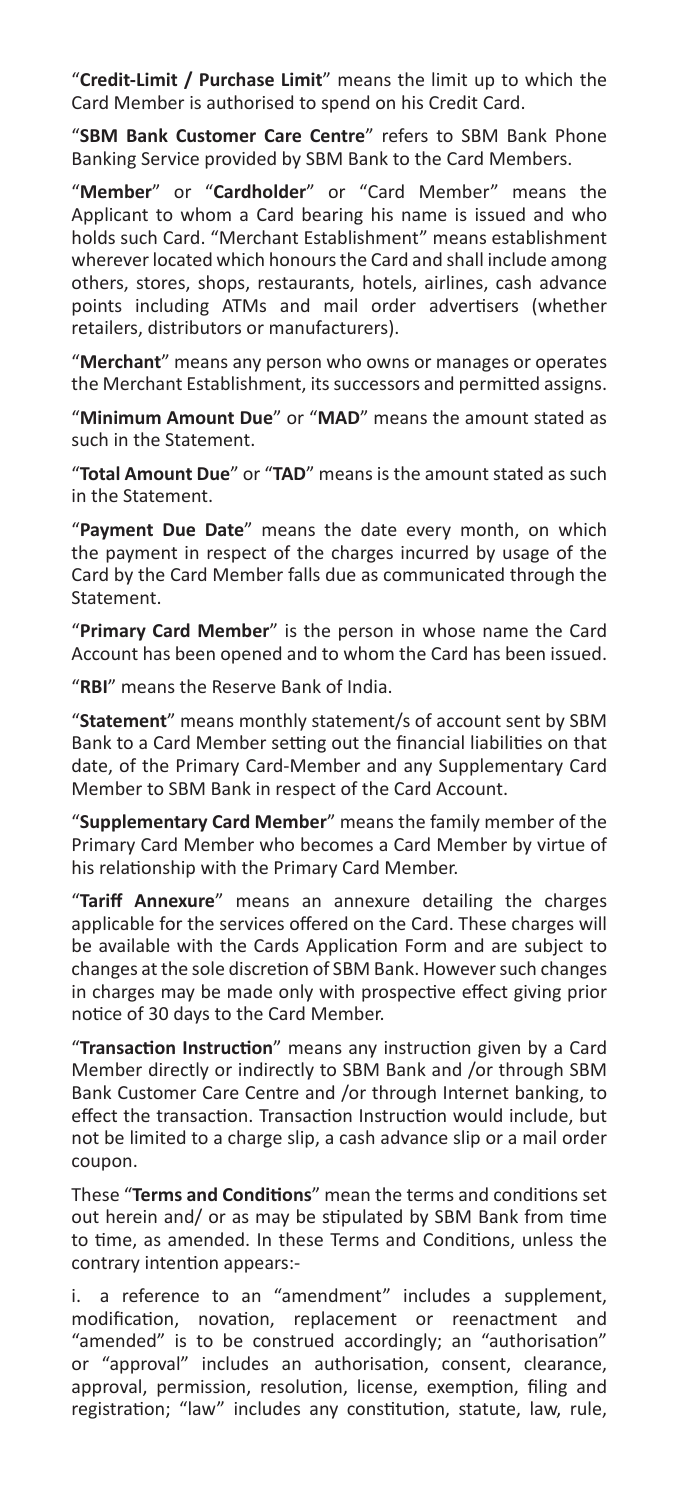"**Credit-Limit / Purchase Limit**" means the limit up to which the Card Member is authorised to spend on his Credit Card.

"**SBM Bank Customer Care Centre**" refers to SBM Bank Phone Banking Service provided by SBM Bank to the Card Members.

"**Member**" or "**Cardholder**" or "Card Member" means the Applicant to whom a Card bearing his name is issued and who holds such Card. "Merchant Establishment" means establishment wherever located which honours the Card and shall include among others, stores, shops, restaurants, hotels, airlines, cash advance points including ATMs and mail order advertisers (whether retailers, distributors or manufacturers).

"**Merchant**" means any person who owns or manages or operates the Merchant Establishment, its successors and permitted assigns.

"**Minimum Amount Due**" or "**MAD**" means the amount stated as such in the Statement.

"**Total Amount Due**" or "**TAD**" means is the amount stated as such in the Statement.

"**Payment Due Date**" means the date every month, on which the payment in respect of the charges incurred by usage of the Card by the Card Member falls due as communicated through the Statement.

"**Primary Card Member**" is the person in whose name the Card Account has been opened and to whom the Card has been issued.

"**RBI**" means the Reserve Bank of India.

"**Statement**" means monthly statement/s of account sent by SBM Bank to a Card Member setting out the financial liabilities on that date, of the Primary Card-Member and any Supplementary Card Member to SBM Bank in respect of the Card Account.

"**Supplementary Card Member**" means the family member of the Primary Card Member who becomes a Card Member by virtue of his relationship with the Primary Card Member.

"**Tariff Annexure**" means an annexure detailing the charges applicable for the services offered on the Card. These charges will be available with the Cards Application Form and are subject to changes at the sole discretion of SBM Bank. However such changes in charges may be made only with prospective effect giving prior notice of 30 days to the Card Member.

"**Transaction Instruction**" means any instruction given by a Card Member directly or indirectly to SBM Bank and /or through SBM Bank Customer Care Centre and /or through Internet banking, to effect the transaction. Transaction Instruction would include, but not be limited to a charge slip, a cash advance slip or a mail order coupon.

These "**Terms and Conditions**" mean the terms and conditions set out herein and/ or as may be stipulated by SBM Bank from time to time, as amended. In these Terms and Conditions, unless the contrary intention appears:-

i. a reference to an "amendment" includes a supplement, modification, novation, replacement or reenactment and "amended" is to be construed accordingly; an "authorisation" or "approval" includes an authorisation, consent, clearance, approval, permission, resolution, license, exemption, filing and registration; "law" includes any constitution, statute, law, rule,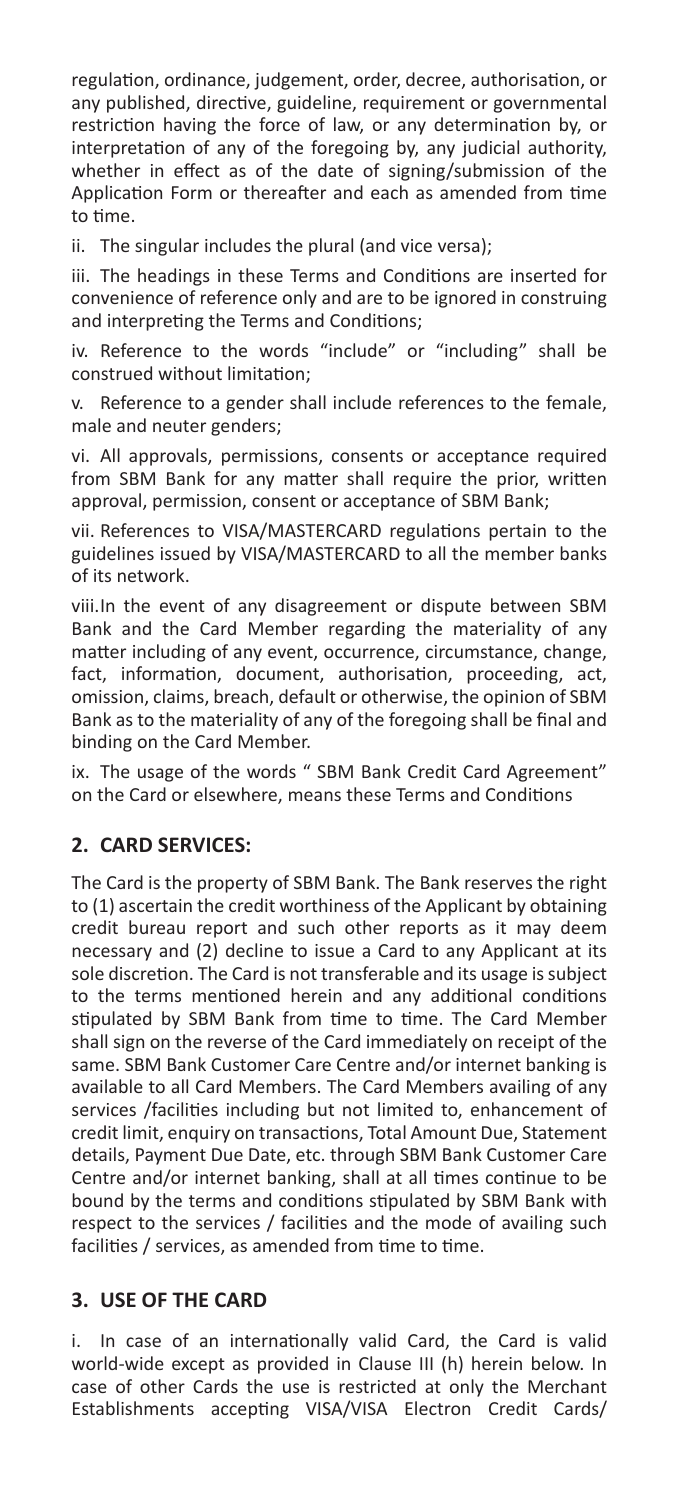regulation, ordinance, judgement, order, decree, authorisation, or any published, directive, guideline, requirement or governmental restriction having the force of law, or any determination by, or interpretation of any of the foregoing by, any judicial authority, whether in effect as of the date of signing/submission of the Application Form or thereafter and each as amended from time to time.

ii. The singular includes the plural (and vice versa);

iii. The headings in these Terms and Conditions are inserted for convenience of reference only and are to be ignored in construing and interpreting the Terms and Conditions;

iv. Reference to the words "include" or "including" shall be construed without limitation;

v. Reference to a gender shall include references to the female, male and neuter genders;

vi. All approvals, permissions, consents or acceptance required from SBM Bank for any matter shall require the prior, written approval, permission, consent or acceptance of SBM Bank;

vii. References to VISA/MASTERCARD regulations pertain to the guidelines issued by VISA/MASTERCARD to all the member banks of its network.

viii.In the event of any disagreement or dispute between SBM Bank and the Card Member regarding the materiality of any matter including of any event, occurrence, circumstance, change, fact, information, document, authorisation, proceeding, act, omission, claims, breach, default or otherwise, the opinion of SBM Bank as to the materiality of any of the foregoing shall be final and binding on the Card Member.

ix. The usage of the words " SBM Bank Credit Card Agreement" on the Card or elsewhere, means these Terms and Conditions

## 2. CARD SERVICES:

The Card is the property of SBM Bank. The Bank reserves the right to (1) ascertain the credit worthiness of the Applicant by obtaining credit bureau report and such other reports as it may deem necessary and (2) decline to issue a Card to any Applicant at its sole discretion. The Card is not transferable and its usage is subject to the terms mentioned herein and any additional conditions stipulated by SBM Bank from time to time. The Card Member shall sign on the reverse of the Card immediately on receipt of the same. SBM Bank Customer Care Centre and/or internet banking is available to all Card Members. The Card Members availing of any services /facilities including but not limited to, enhancement of credit limit, enquiry on transactions, Total Amount Due, Statement details, Payment Due Date, etc. through SBM Bank Customer Care Centre and/or internet banking, shall at all times continue to be bound by the terms and conditions stipulated by SBM Bank with respect to the services / facilities and the mode of availing such facilities / services, as amended from time to time.

## 3. USE OF THE CARD

i. In case of an internationally valid Card, the Card is valid world-wide except as provided in Clause III (h) herein below. In case of other Cards the use is restricted at only the Merchant Establishments accepting VISA/VISA Electron Credit Cards/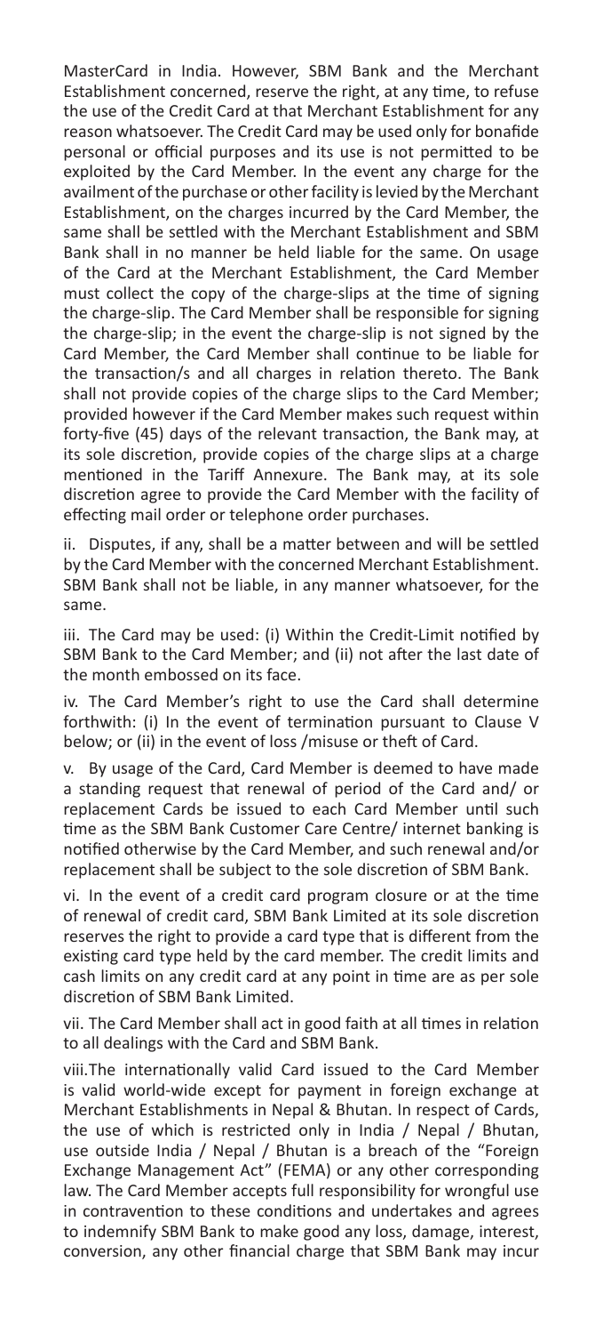MasterCard in India. However, SBM Bank and the Merchant Establishment concerned, reserve the right, at any time, to refuse the use of the Credit Card at that Merchant Establishment for any reason whatsoever. The Credit Card may be used only for bonafide personal or official purposes and its use is not permitted to be exploited by the Card Member. In the event any charge for the availment of the purchase or other facility is levied by the Merchant Establishment, on the charges incurred by the Card Member, the same shall be settled with the Merchant Establishment and SBM Bank shall in no manner be held liable for the same. On usage of the Card at the Merchant Establishment, the Card Member must collect the copy of the charge-slips at the time of signing the charge-slip. The Card Member shall be responsible for signing the charge-slip; in the event the charge-slip is not signed by the Card Member, the Card Member shall continue to be liable for the transaction/s and all charges in relation thereto. The Bank shall not provide copies of the charge slips to the Card Member; provided however if the Card Member makes such request within forty-five (45) days of the relevant transaction, the Bank may, at its sole discretion, provide copies of the charge slips at a charge mentioned in the Tariff Annexure. The Bank may, at its sole discretion agree to provide the Card Member with the facility of effecting mail order or telephone order purchases.

ii. Disputes, if any, shall be a matter between and will be settled by the Card Member with the concerned Merchant Establishment. SBM Bank shall not be liable, in any manner whatsoever, for the same.

iii. The Card may be used: (i) Within the Credit-Limit notified by SBM Bank to the Card Member; and (ii) not after the last date of the month embossed on its face.

iv. The Card Member's right to use the Card shall determine forthwith: (i) In the event of termination pursuant to Clause V below; or (ii) in the event of loss /misuse or theft of Card.

v. By usage of the Card, Card Member is deemed to have made a standing request that renewal of period of the Card and/ or replacement Cards be issued to each Card Member until such time as the SBM Bank Customer Care Centre/ internet banking is notified otherwise by the Card Member, and such renewal and/or replacement shall be subject to the sole discretion of SBM Bank.

vi. In the event of a credit card program closure or at the time of renewal of credit card, SBM Bank Limited at its sole discretion reserves the right to provide a card type that is different from the existing card type held by the card member. The credit limits and cash limits on any credit card at any point in time are as per sole discretion of SBM Bank Limited.

vii. The Card Member shall act in good faith at all times in relation to all dealings with the Card and SBM Bank.

viii.The internationally valid Card issued to the Card Member is valid world-wide except for payment in foreign exchange at Merchant Establishments in Nepal & Bhutan. In respect of Cards, the use of which is restricted only in India / Nepal / Bhutan, use outside India / Nepal / Bhutan is a breach of the "Foreign Exchange Management Act" (FEMA) or any other corresponding law. The Card Member accepts full responsibility for wrongful use in contravention to these conditions and undertakes and agrees to indemnify SBM Bank to make good any loss, damage, interest, conversion, any other financial charge that SBM Bank may incur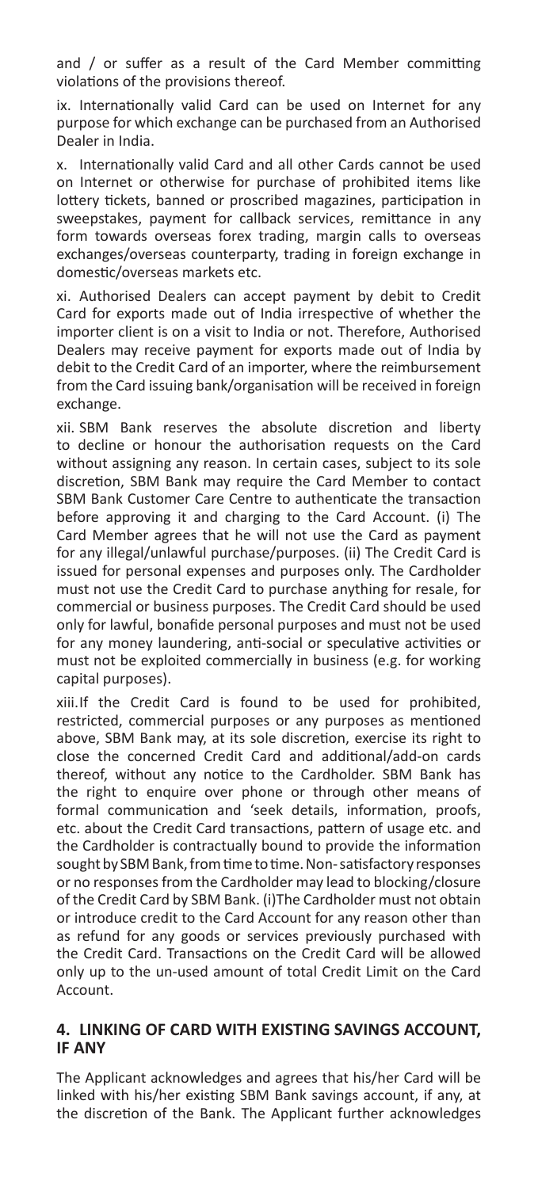and / or suffer as a result of the Card Member committing violations of the provisions thereof.

ix. Internationally valid Card can be used on Internet for any purpose for which exchange can be purchased from an Authorised Dealer in India.

x. Internationally valid Card and all other Cards cannot be used on Internet or otherwise for purchase of prohibited items like lottery tickets, banned or proscribed magazines, participation in sweepstakes, payment for callback services, remittance in any form towards overseas forex trading, margin calls to overseas exchanges/overseas counterparty, trading in foreign exchange in domestic/overseas markets etc.

xi. Authorised Dealers can accept payment by debit to Credit Card for exports made out of India irrespective of whether the importer client is on a visit to India or not. Therefore, Authorised Dealers may receive payment for exports made out of India by debit to the Credit Card of an importer, where the reimbursement from the Card issuing bank/organisation will be received in foreign exchange.

xii. SBM Bank reserves the absolute discretion and liberty to decline or honour the authorisation requests on the Card without assigning any reason. In certain cases, subject to its sole discretion, SBM Bank may require the Card Member to contact SBM Bank Customer Care Centre to authenticate the transaction before approving it and charging to the Card Account. (i) The Card Member agrees that he will not use the Card as payment for any illegal/unlawful purchase/purposes. (ii) The Credit Card is issued for personal expenses and purposes only. The Cardholder must not use the Credit Card to purchase anything for resale, for commercial or business purposes. The Credit Card should be used only for lawful, bonafide personal purposes and must not be used for any money laundering, anti-social or speculative activities or must not be exploited commercially in business (e.g. for working capital purposes).

xiii. If the Credit Card is found to be used for prohibited, restricted, commercial purposes or any purposes as mentioned above, SBM Bank may, at its sole discretion, exercise its right to close the concerned Credit Card and additional/add-on cards thereof, without any notice to the Cardholder. SBM Bank has the right to enquire over phone or through other means of formal communication and 'seek details, information, proofs, etc. about the Credit Card transactions, pattern of usage etc. and the Cardholder is contractually bound to provide the information sought by SBM Bank, from time to time. Non-satisfactory responses or no responses from the Cardholder may lead to blocking/closure of the Credit Card by SBM Bank. (i) The Cardholder must not obtain or introduce credit to the Card Account for any reason other than as refund for any goods or services previously purchased with the Credit Card. Transactions on the Credit Card will be allowed only up to the un-used amount of total Credit Limit on the Card Account.

## 4. LINKING OF CARD WITH EXISTING SAVINGS ACCOUNT, IF ANY

The Applicant acknowledges and agrees that his/her Card will be linked with his/her existing SBM Bank savings account, if any, at the discretion of the Bank. The Applicant further acknowledges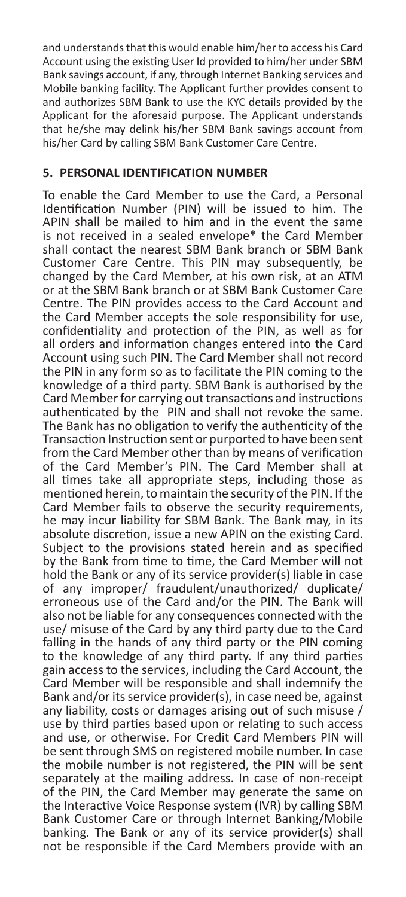and understands that this would enable him/her to access his Card Account using the existing User Id provided to him/her under SBM Bank savings account, if any, through Internet Banking services and Mobile banking facility. The Applicant further provides consent to and authorizes SBM Bank to use the KYC details provided by the Applicant for the aforesaid purpose. The Applicant understands that he/she may delink his/her SBM Bank savings account from his/her Card by calling SBM Bank Customer Care Centre.

## 5. PERSONAL IDENTIFICATION NUMBER

To enable the Card Member to use the Card, a Personal Identification Number (PIN) will be issued to him. The APIN shall be mailed to him and in the event the same is not received in a sealed envelope* the Card Member shall contact the nearest SBM Bank branch or SBM Bank Customer Care Centre. This PIN may subsequently, be changed by the Card Member, at his own risk, at an ATM or at the SBM Bank branch or at SBM Bank Customer Care Centre. The PIN provides access to the Card Account and the Card Member accepts the sole responsibility for use, confidentiality and protection of the PIN, as well as for all orders and information changes entered into the Card Account using such PIN. The Card Member shall not record the PIN in any form so as to facilitate the PIN coming to the knowledge of a third party. SBM Bank is authorised by the Card Member for carrying out transactions and instructions authenticated by the PIN and shall not revoke the same. The Bank has no obligation to verify the authenticity of the Transaction Instruction sent or purported to have been sent from the Card Member other than by means of verification of the Card Member's PIN. The Card Member shall at all times take all appropriate steps, including those as mentioned herein, to maintain the security of the PIN. If the Card Member fails to observe the security requirements, he may incur liability for SBM Bank. The Bank may, in its absolute discretion, issue a new APIN on the existing Card. Subject to the provisions stated herein and as specified by the Bank from time to time, the Card Member will not hold the Bank or any of its service provider(s) liable in case of any improper/ fraudulent/unauthorized/ duplicate/ erroneous use of the Card and/or the PIN. The Bank will also not be liable for any consequences connected with the use/ misuse of the Card by any third party due to the Card falling in the hands of any third party or the PIN coming to the knowledge of any third party. If any third parties gain access to the services, including the Card Account, the Card Member will be responsible and shall indemnify the Bank and/or its service provider(s), in case need be, against any liability, costs or damages arising out of such misuse / use by third parties based upon or relating to such access and use, or otherwise. For Credit Card Members PIN will be sent through SMS on registered mobile number. In case the mobile number is not registered, the PIN will be sent separately at the mailing address. In case of non-receipt of the PIN, the Card Member may generate the same on the Interactive Voice Response system (IVR) by calling SBM Bank Customer Care or through Internet Banking/Mobile banking. The Bank or any of its service provider(s) shall not be responsible if the Card Members provide with an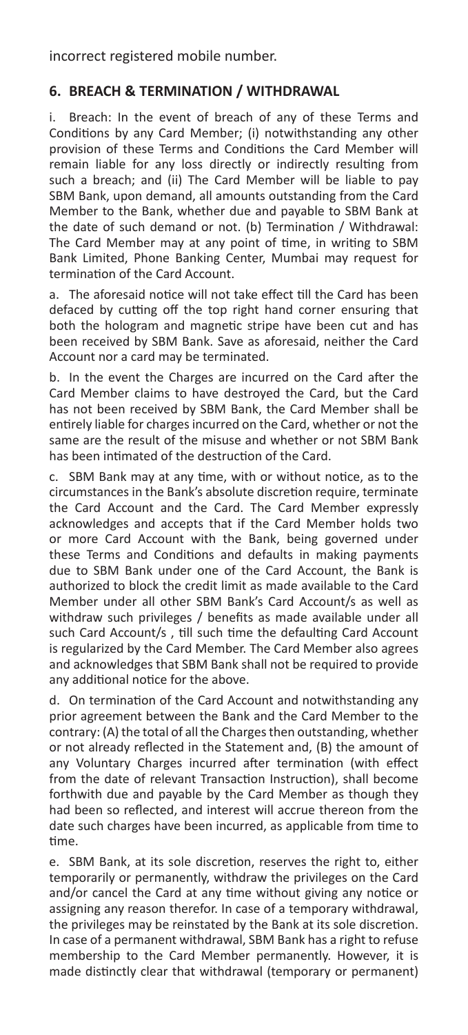incorrect registered mobile number.

## 6. BREACH & TERMINATION / WITHDRAWAL

i. Breach: In the event of breach of any of these Terms and Conditions by any Card Member; (i) notwithstanding any other provision of these Terms and Conditions the Card Member will remain liable for any loss directly or indirectly resulting from such a breach; and (ii) The Card Member will be liable to pay SBM Bank, upon demand, all amounts outstanding from the Card Member to the Bank, whether due and payable to SBM Bank at the date of such demand or not. (b) Termination / Withdrawal: The Card Member may at any point of time, in writing to SBM Bank Limited, Phone Banking Center, Mumbai may request for termination of the Card Account.

a. The aforesaid notice will not take effect till the Card has been defaced by cutting off the top right hand corner ensuring that both the hologram and magnetic stripe have been cut and has been received by SBM Bank. Save as aforesaid, neither the Card Account nor a card may be terminated.

b. In the event the Charges are incurred on the Card after the Card Member claims to have destroyed the Card, but the Card has not been received by SBM Bank, the Card Member shall be entirely liable for charges incurred on the Card, whether or not the same are the result of the misuse and whether or not SBM Bank has been intimated of the destruction of the Card.

c. SBM Bank may at any time, with or without notice, as to the circumstances in the Bank's absolute discretion require, terminate the Card Account and the Card. The Card Member expressly acknowledges and accepts that if the Card Member holds two or more Card Account with the Bank, being governed under these Terms and Conditions and defaults in making payments due to SBM Bank under one of the Card Account, the Bank is authorized to block the credit limit as made available to the Card Member under all other SBM Bank's Card Account/s as well as withdraw such privileges / benefits as made available under all such Card Account/s , till such time the defaulting Card Account is regularized by the Card Member. The Card Member also agrees and acknowledges that SBM Bank shall not be required to provide any additional notice for the above.

d. On termination of the Card Account and notwithstanding any prior agreement between the Bank and the Card Member to the contrary: (A) the total of all the Charges then outstanding, whether or not already reflected in the Statement and, (B) the amount of any Voluntary Charges incurred after termination (with effect from the date of relevant Transaction Instruction), shall become forthwith due and payable by the Card Member as though they had been so reflected, and interest will accrue thereon from the date such charges have been incurred, as applicable from time to time.

e. SBM Bank, at its sole discretion, reserves the right to, either temporarily or permanently, withdraw the privileges on the Card and/or cancel the Card at any time without giving any notice or assigning any reason therefor. In case of a temporary withdrawal, the privileges may be reinstated by the Bank at its sole discretion. In case of a permanent withdrawal, SBM Bank has a right to refuse membership to the Card Member permanently. However, it is made distinctly clear that withdrawal (temporary or permanent)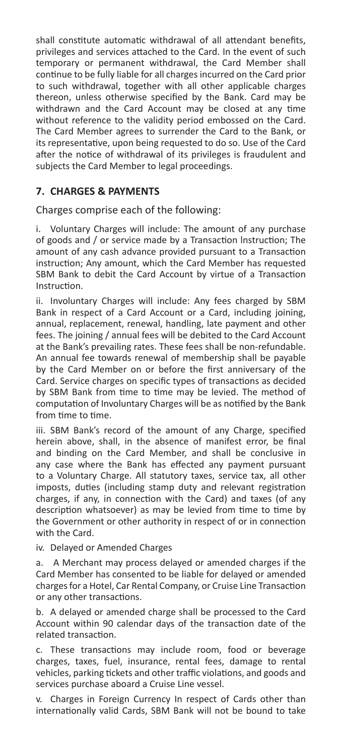shall constitute automatic withdrawal of all attendant benefits, privileges and services attached to the Card. In the event of such temporary or permanent withdrawal, the Card Member shall continue to be fully liable for all charges incurred on the Card prior to such withdrawal, together with all other applicable charges thereon, unless otherwise specified by the Bank. Card may be withdrawn and the Card Account may be closed at any time without reference to the validity period embossed on the Card. The Card Member agrees to surrender the Card to the Bank, or its representative, upon being requested to do so. Use of the Card after the notice of withdrawal of its privileges is fraudulent and subjects the Card Member to legal proceedings.

## 7. CHARGES & PAYMENTS

Charges comprise each of the following:

i. Voluntary Charges will include: The amount of any purchase of goods and / or service made by a Transaction lnstruction; The amount of any cash advance provided pursuant to a Transaction instruction; Any amount, which the Card Member has requested SBM Bank to debit the Card Account by virtue of a Transaction Instruction.

ii. Involuntary Charges will include: Any fees charged by SBM Bank in respect of a Card Account or a Card, including joining, annual, replacement, renewal, handling, late payment and other fees. The joining / annual fees will be debited to the Card Account at the Bank's prevailing rates. These fees shall be non-refundable. An annual fee towards renewal of membership shall be payable by the Card Member on or before the first anniversary of the Card. Service charges on specific types of transactions as decided by SBM Bank from time to time may be levied. The method of computation of Involuntary Charges will be as notified by the Bank from time to time.

iii. SBM Bank's record of the amount of any Charge, specified herein above, shall, in the absence of manifest error, be final and binding on the Card Member, and shall be conclusive in any case where the Bank has effected any payment pursuant to a Voluntary Charge. All statutory taxes, service tax, all other imposts, duties (including stamp duty and relevant registration charges, if any, in connection with the Card) and taxes (of any description whatsoever) as may be levied from time to time by the Government or other authority in respect of or in connection with the Card.

iv. Delayed or Amended Charges

a. A Merchant may process delayed or amended charges if the Card Member has consented to be liable for delayed or amended charges for a Hotel, Car Rental Company, or Cruise Line Transaction or any other transactions.

b. A delayed or amended charge shall be processed to the Card Account within 90 calendar days of the transaction date of the related transaction.

c. These transactions may include room, food or beverage charges, taxes, fuel, insurance, rental fees, damage to rental vehicles, parking tickets and other traffic violations, and goods and services purchase aboard a Cruise Line vessel.

v. Charges in Foreign Currency In respect of Cards other than internationally valid Cards, SBM Bank will not be bound to take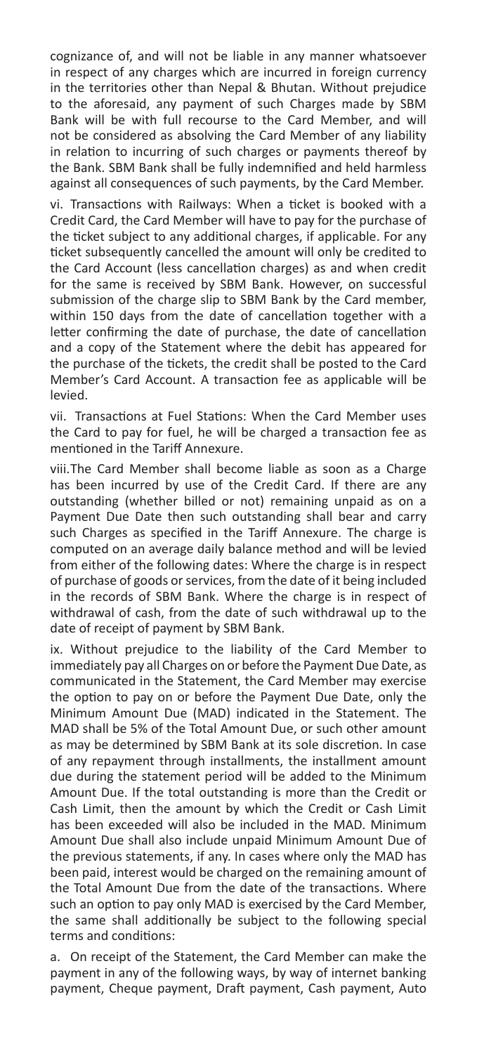cognizance of, and will not be liable in any manner whatsoever in respect of any charges which are incurred in foreign currency in the territories other than Nepal & Bhutan. Without prejudice to the aforesaid, any payment of such Charges made by SBM Bank will be with full recourse to the Card Member, and will not be considered as absolving the Card Member of any liability in relation to incurring of such charges or payments thereof by the Bank. SBM Bank shall be fully indemnified and held harmless against all consequences of such payments, by the Card Member.

vi. Transactions with Railways: When a ticket is booked with a Credit Card, the Card Member will have to pay for the purchase of the ticket subject to any additional charges, if applicable. For any ticket subsequently cancelled the amount will only be credited to the Card Account (less cancellation charges) as and when credit for the same is received by SBM Bank. However, on successful submission of the charge slip to SBM Bank by the Card member, within 150 days from the date of cancellation together with a letter confirming the date of purchase, the date of cancellation and a copy of the Statement where the debit has appeared for the purchase of the tickets, the credit shall be posted to the Card Member's Card Account. A transaction fee as applicable will be levied.

vii. Transactions at Fuel Stations: When the Card Member uses the Card to pay for fuel, he will be charged a transaction fee as mentioned in the Tariff Annexure.

viii. The Card Member shall become liable as soon as a Charge has been incurred by use of the Credit Card. If there are any outstanding (whether billed or not) remaining unpaid as on a Payment Due Date then such outstanding shall bear and carry such Charges as specified in the Tariff Annexure. The charge is computed on an average daily balance method and will be levied from either of the following dates: Where the charge is in respect of purchase of goods or services, from the date of it being included in the records of SBM Bank. Where the charge is in respect of withdrawal of cash, from the date of such withdrawal up to the date of receipt of payment by SBM Bank.

ix. Without prejudice to the liability of the Card Member to immediately pay all Charges on or before the Payment Due Date, as communicated in the Statement, the Card Member may exercise the option to pay on or before the Payment Due Date, only the Minimum Amount Due (MAD) indicated in the Statement. The MAD shall be 5% of the Total Amount Due, or such other amount as may be determined by SBM Bank at its sole discretion. In case of any repayment through installments, the installment amount due during the statement period will be added to the Minimum Amount Due. If the total outstanding is more than the Credit or Cash Limit, then the amount by which the Credit or Cash Limit has been exceeded will also be included in the MAD. Minimum Amount Due shall also include unpaid Minimum Amount Due of the previous statements, if any. In cases where only the MAD has been paid, interest would be charged on the remaining amount of the Total Amount Due from the date of the transactions. Where such an option to pay only MAD is exercised by the Card Member, the same shall additionally be subject to the following special terms and conditions:

a. On receipt of the Statement, the Card Member can make the payment in any of the following ways, by way of internet banking payment, Cheque payment, Draft payment, Cash payment, Auto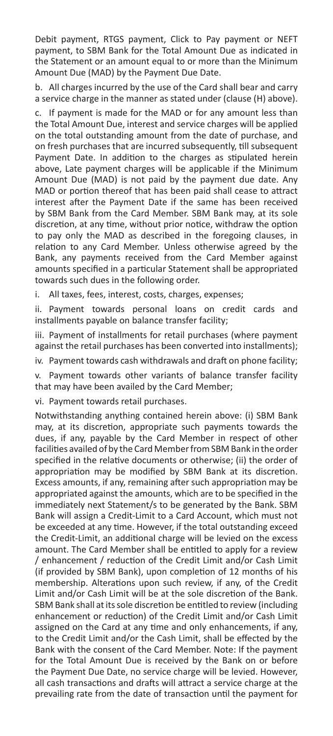Debit payment, RTGS payment, Click to Pay payment or NEFT payment, to SBM Bank for the Total Amount Due as indicated in the Statement or an amount equal to or more than the Minimum Amount Due (MAD) by the Payment Due Date.

b. All charges incurred by the use of the Card shall bear and carry a service charge in the manner as stated under (clause (H) above).

c. If payment is made for the MAD or for any amount less than the Total Amount Due, interest and service charges will be applied on the total outstanding amount from the date of purchase, and on fresh purchases that are incurred subsequently, till subsequent Payment Date. In addition to the charges as stipulated herein above, Late payment charges will be applicable if the Minimum Amount Due (MAD) is not paid by the payment due date. Any MAD or portion thereof that has been paid shall cease to attract interest after the Payment Date if the same has been received by SBM Bank from the Card Member. SBM Bank may, at its sole discretion, at any time, without prior notice, withdraw the option to pay only the MAD as described in the foregoing clauses, in relation to any Card Member. Unless otherwise agreed by the Bank, any payments received from the Card Member against amounts specified in a particular Statement shall be appropriated towards such dues in the following order.

i. All taxes, fees, interest, costs, charges, expenses;

ii. Payment towards personal loans on credit cards and installments payable on balance transfer facility;

iii. Payment of installments for retail purchases (where payment against the retail purchases has been converted into installments);

iv. Payment towards cash withdrawals and draft on phone facility;

v. Payment towards other variants of balance transfer facility that may have been availed by the Card Member;

vi. Payment towards retail purchases.

Notwithstanding anything contained herein above: (i) SBM Bank may, at its discretion, appropriate such payments towards the dues, if any, payable by the Card Member in respect of other facilities availed of by the Card Member from SBM Bank in the order specified in the relative documents or otherwise; (ii) the order of appropriation may be modified by SBM Bank at its discretion. Excess amounts, if any, remaining after such appropriation may be appropriated against the amounts, which are to be specified in the immediately next Statement/s to be generated by the Bank. SBM Bank will assign a Credit-Limit to a Card Account, which must not be exceeded at any time. However, if the total outstanding exceed the Credit-Limit, an additional charge will be levied on the excess amount. The Card Member shall be entitled to apply for a review / enhancement / reduction of the Credit Limit and/or Cash Limit (if provided by SBM Bank), upon completion of 12 months of his membership. Alterations upon such review, if any, of the Credit Limit and/or Cash Limit will be at the sole discretion of the Bank. SBM Bank shall at its sole discretion be entitled to review (including enhancement or reduction) of the Credit Limit and/or Cash Limit assigned on the Card at any time and only enhancements, if any, to the Credit Limit and/or the Cash Limit, shall be effected by the Bank with the consent of the Card Member. Note: If the payment for the Total Amount Due is received by the Bank on or before the Payment Due Date, no service charge will be levied. However, all cash transactions and drafts will attract a service charge at the prevailing rate from the date of transaction until the payment for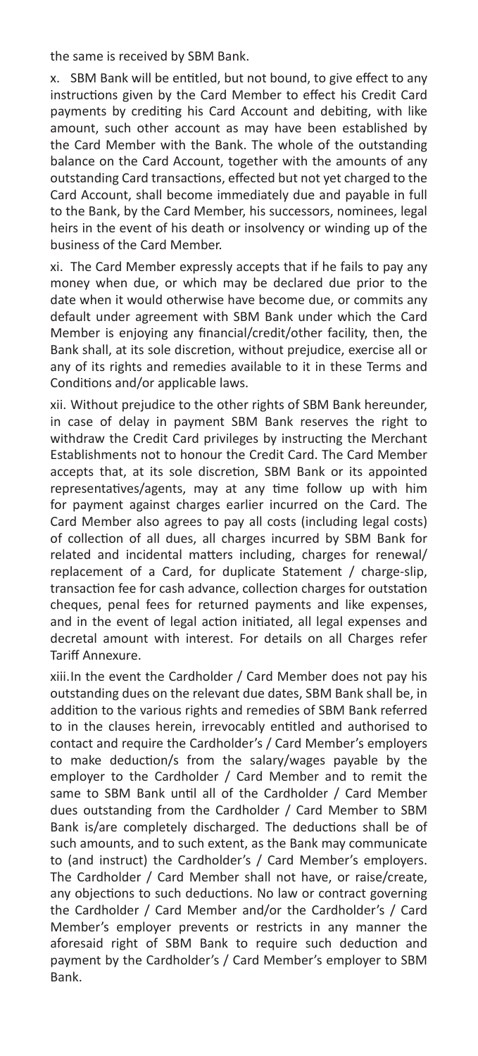the same is received by SBM Bank.

x. SBM Bank will be entitled, but not bound, to give effect to any instructions given by the Card Member to effect his Credit Card payments by crediting his Card Account and debiting, with like amount, such other account as may have been established by the Card Member with the Bank. The whole of the outstanding balance on the Card Account, together with the amounts of any outstanding Card transactions, effected but not yet charged to the Card Account, shall become immediately due and payable in full to the Bank, by the Card Member, his successors, nominees, legal heirs in the event of his death or insolvency or winding up of the business of the Card Member.

xi. The Card Member expressly accepts that if he fails to pay any money when due, or which may be declared due prior to the date when it would otherwise have become due, or commits any default under agreement with SBM Bank under which the Card Member is enjoying any financial/credit/other facility, then, the Bank shall, at its sole discretion, without prejudice, exercise all or any of its rights and remedies available to it in these Terms and Conditions and/or applicable laws.

xii. Without prejudice to the other rights of SBM Bank hereunder, in case of delay in payment SBM Bank reserves the right to withdraw the Credit Card privileges by instructing the Merchant Establishments not to honour the Credit Card. The Card Member accepts that, at its sole discretion, SBM Bank or its appointed representatives/agents, may at any time follow up with him for payment against charges earlier incurred on the Card. The Card Member also agrees to pay all costs (including legal costs) of collection of all dues, all charges incurred by SBM Bank for related and incidental matters including, charges for renewal/ replacement of a Card, for duplicate Statement / charge-slip, transaction fee for cash advance, collection charges for outstation cheques, penal fees for returned payments and like expenses, and in the event of legal action initiated, all legal expenses and decretal amount with interest. For details on all Charges refer Tariff Annexure.

xiii.In the event the Cardholder / Card Member does not pay his outstanding dues on the relevant due dates, SBM Bank shall be, in addition to the various rights and remedies of SBM Bank referred to in the clauses herein, irrevocably entitled and authorised to contact and require the Cardholder's / Card Member's employers to make deduction/s from the salary/wages payable by the employer to the Cardholder / Card Member and to remit the same to SBM Bank until all of the Cardholder / Card Member dues outstanding from the Cardholder / Card Member to SBM Bank is/are completely discharged. The deductions shall be of such amounts, and to such extent, as the Bank may communicate to (and instruct) the Cardholder's / Card Member's employers. The Cardholder / Card Member shall not have, or raise/create, any objections to such deductions. No law or contract governing the Cardholder / Card Member and/or the Cardholder's / Card Member's employer prevents or restricts in any manner the aforesaid right of SBM Bank to require such deduction and payment by the Cardholder's / Card Member's employer to SBM Bank.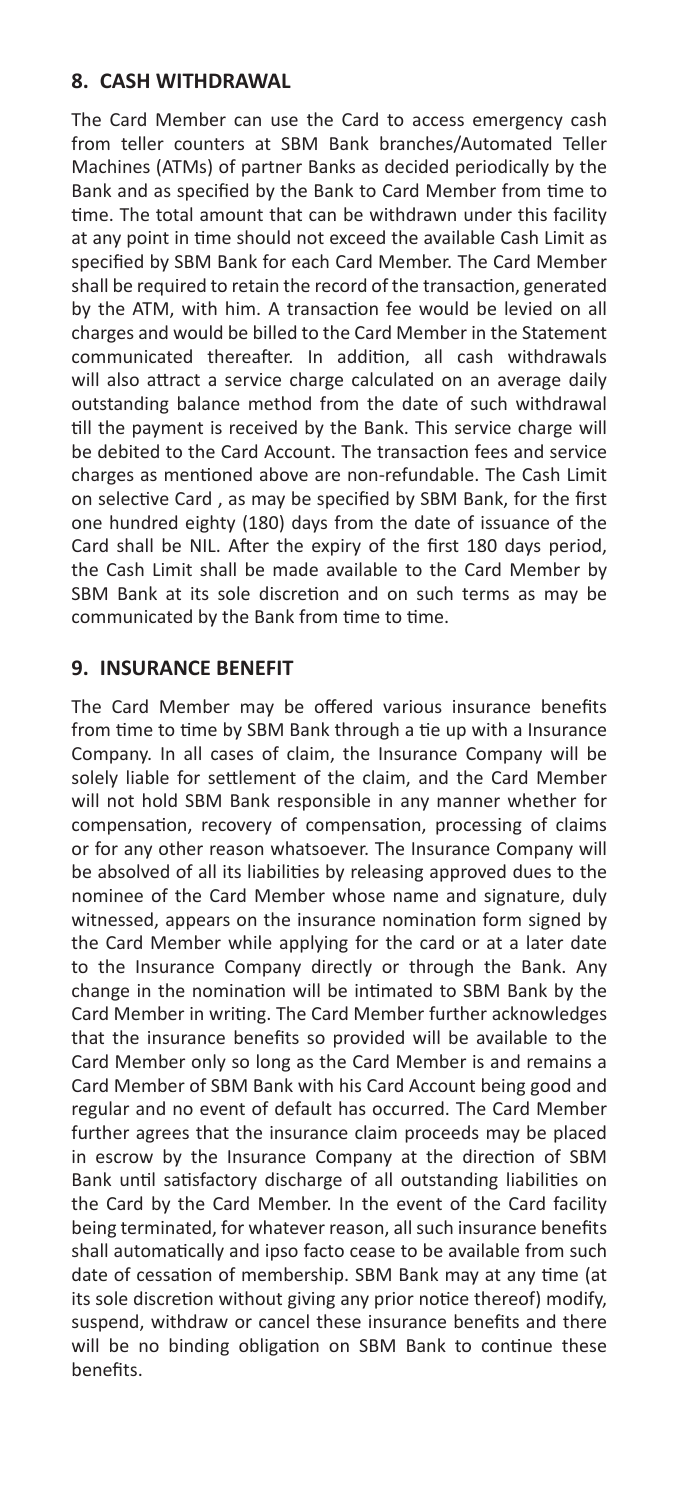## 8. CASH WITHDRAWAL

The Card Member can use the Card to access emergency cash from teller counters at SBM Bank branches/Automated Teller Machines (ATMs) of partner Banks as decided periodically by the Bank and as specified by the Bank to Card Member from time to time. The total amount that can be withdrawn under this facility at any point in time should not exceed the available Cash Limit as specified by SBM Bank for each Card Member. The Card Member shall be required to retain the record of the transaction, generated by the ATM, with him. A transaction fee would be levied on all charges and would be billed to the Card Member in the Statement communicated thereafter. In addition, all cash withdrawals will also attract a service charge calculated on an average daily outstanding balance method from the date of such withdrawal till the payment is received by the Bank. This service charge will be debited to the Card Account. The transaction fees and service charges as mentioned above are non-refundable. The Cash Limit on selective Card , as may be specified by SBM Bank, for the first one hundred eighty (180) days from the date of issuance of the Card shall be NIL. After the expiry of the first 180 days period, the Cash Limit shall be made available to the Card Member by SBM Bank at its sole discretion and on such terms as may be communicated by the Bank from time to time.

## 9. INSURANCE BENEFIT

The Card Member may be offered various insurance benefits from time to time by SBM Bank through a tie up with a Insurance Company. In all cases of claim, the Insurance Company will be solely liable for settlement of the claim, and the Card Member will not hold SBM Bank responsible in any manner whether for compensation, recovery of compensation, processing of claims or for any other reason whatsoever. The Insurance Company will be absolved of all its liabilities by releasing approved dues to the nominee of the Card Member whose name and signature, duly witnessed, appears on the insurance nomination form signed by the Card Member while applying for the card or at a later date to the Insurance Company directly or through the Bank. Any change in the nomination will be intimated to SBM Bank by the Card Member in writing. The Card Member further acknowledges that the insurance benefits so provided will be available to the Card Member only so long as the Card Member is and remains a Card Member of SBM Bank with his Card Account being good and regular and no event of default has occurred. The Card Member further agrees that the insurance claim proceeds may be placed in escrow by the Insurance Company at the direction of SBM Bank until satisfactory discharge of all outstanding liabilities on the Card by the Card Member. In the event of the Card facility being terminated, for whatever reason, all such insurance benefits shall automatically and ipso facto cease to be available from such date of cessation of membership. SBM Bank may at any time (at its sole discretion without giving any prior notice thereof) modify, suspend, withdraw or cancel these insurance benefits and there will be no binding obligation on SBM Bank to continue these benefits.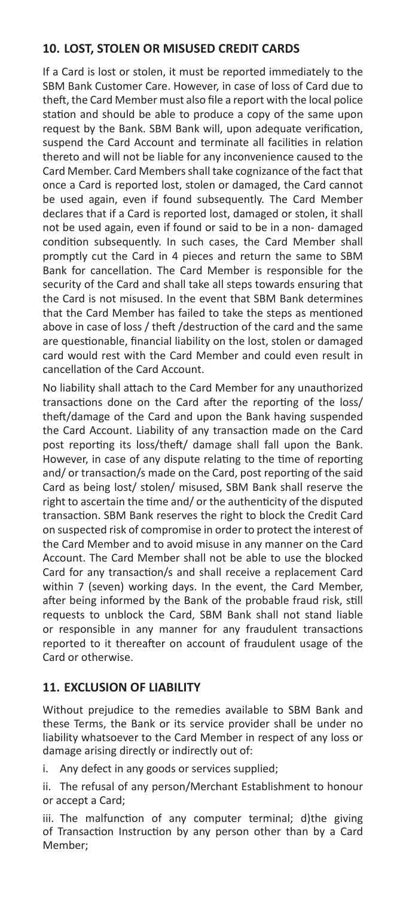## 10. LOST, STOLEN OR MISUSED CREDIT CARDS

If a Card is lost or stolen, it must be reported immediately to the SBM Bank Customer Care. However, in case of loss of Card due to theft, the Card Member must also file a report with the local police station and should be able to produce a copy of the same upon request by the Bank. SBM Bank will, upon adequate verification, suspend the Card Account and terminate all facilities in relation thereto and will not be liable for any inconvenience caused to the Card Member. Card Members shall take cognizance of the fact that once a Card is reported lost, stolen or damaged, the Card cannot be used again, even if found subsequently. The Card Member declares that if a Card is reported lost, damaged or stolen, it shall not be used again, even if found or said to be in a non- damaged condition subsequently. In such cases, the Card Member shall promptly cut the Card in 4 pieces and return the same to SBM Bank for cancellation. The Card Member is responsible for the security of the Card and shall take all steps towards ensuring that the Card is not misused. In the event that SBM Bank determines that the Card Member has failed to take the steps as mentioned above in case of loss / theft /destruction of the card and the same are questionable, financial liability on the lost, stolen or damaged card would rest with the Card Member and could even result in cancellation of the Card Account.

No liability shall attach to the Card Member for any unauthorized transactions done on the Card after the reporting of the loss/ theft/damage of the Card and upon the Bank having suspended the Card Account. Liability of any transaction made on the Card post reporting its loss/theft/ damage shall fall upon the Bank. However, in case of any dispute relating to the time of reporting and/ or transaction/s made on the Card, post reporting of the said Card as being lost/ stolen/ misused, SBM Bank shall reserve the right to ascertain the time and/ or the authenticity of the disputed transaction. SBM Bank reserves the right to block the Credit Card on suspected risk of compromise in order to protect the interest of the Card Member and to avoid misuse in any manner on the Card Account. The Card Member shall not be able to use the blocked Card for any transaction/s and shall receive a replacement Card within 7 (seven) working days. In the event, the Card Member, after being informed by the Bank of the probable fraud risk, still requests to unblock the Card, SBM Bank shall not stand liable or responsible in any manner for any fraudulent transactions reported to it thereafter on account of fraudulent usage of the Card or otherwise.

## 11. EXCLUSION OF LIABILITY

Without prejudice to the remedies available to SBM Bank and these Terms, the Bank or its service provider shall be under no liability whatsoever to the Card Member in respect of any loss or damage arising directly or indirectly out of:

i. Any defect in any goods or services supplied;

ii. The refusal of any person/Merchant Establishment to honour or accept a Card;

iii. The malfunction of any computer terminal; d)the giving of Transaction Instruction by any person other than by a Card Member;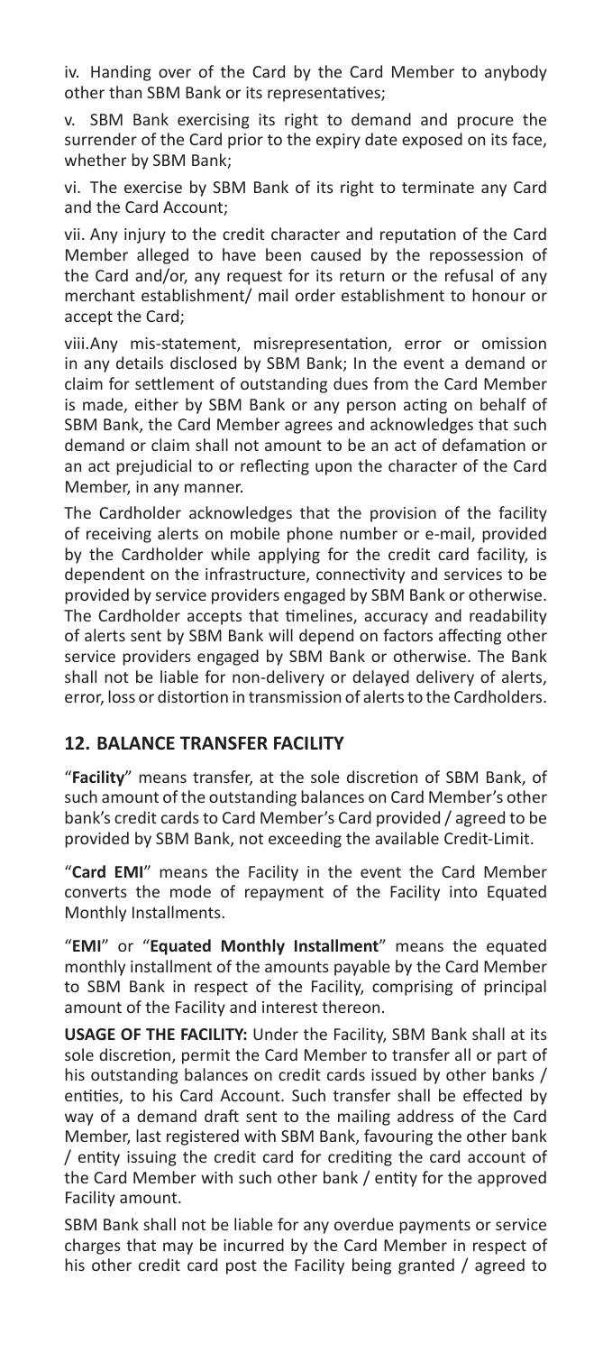iv. Handing over of the Card by the Card Member to anybody other than SBM Bank or its representatives;

v. SBM Bank exercising its right to demand and procure the surrender of the Card prior to the expiry date exposed on its face, whether by SBM Bank;

vi. The exercise by SBM Bank of its right to terminate any Card and the Card Account;

vii. Any injury to the credit character and reputation of the Card Member alleged to have been caused by the repossession of the Card and/or, any request for its return or the refusal of any merchant establishment/ mail order establishment to honour or accept the Card;

viii.Any mis-statement, misrepresentation, error or omission in any details disclosed by SBM Bank; In the event a demand or claim for settlement of outstanding dues from the Card Member is made, either by SBM Bank or any person acting on behalf of SBM Bank, the Card Member agrees and acknowledges that such demand or claim shall not amount to be an act of defamation or an act prejudicial to or reflecting upon the character of the Card Member, in any manner.

The Cardholder acknowledges that the provision of the facility of receiving alerts on mobile phone number or e-mail, provided by the Cardholder while applying for the credit card facility, is dependent on the infrastructure, connectivity and services to be provided by service providers engaged by SBM Bank or otherwise. The Cardholder accepts that timelines, accuracy and readability of alerts sent by SBM Bank will depend on factors affecting other service providers engaged by SBM Bank or otherwise. The Bank shall not be liable for non-delivery or delayed delivery of alerts, error, loss or distortion in transmission of alerts to the Cardholders.

## 12. BALANCE TRANSFER FACILITY

"**Facility**" means transfer, at the sole discretion of SBM Bank, of such amount of the outstanding balances on Card Member's other bank's credit cards to Card Member's Card provided / agreed to be provided by SBM Bank, not exceeding the available Credit-Limit.

"**Card EMI**" means the Facility in the event the Card Member converts the mode of repayment of the Facility into Equated Monthly Installments.

"**EMI**" or "**Equated Monthly Installment**" means the equated monthly installment of the amounts payable by the Card Member to SBM Bank in respect of the Facility, comprising of principal amount of the Facility and interest thereon.

**USAGE OF THE FACILITY:** Under the Facility, SBM Bank shall at its sole discretion, permit the Card Member to transfer all or part of his outstanding balances on credit cards issued by other banks / entities, to his Card Account. Such transfer shall be effected by way of a demand draft sent to the mailing address of the Card Member, last registered with SBM Bank, favouring the other bank / entity issuing the credit card for crediting the card account of the Card Member with such other bank / entity for the approved Facility amount.

SBM Bank shall not be liable for any overdue payments or service charges that may be incurred by the Card Member in respect of his other credit card post the Facility being granted / agreed to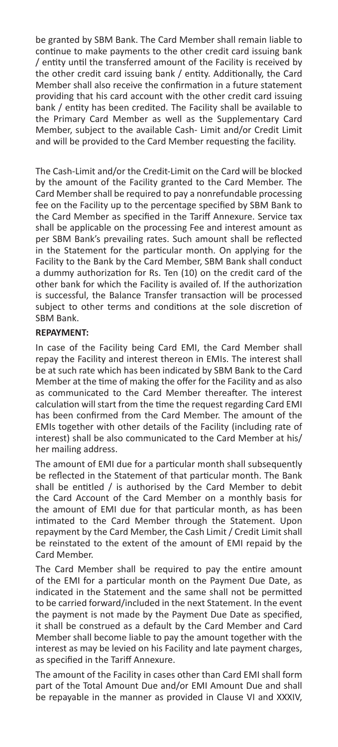be granted by SBM Bank. The Card Member shall remain liable to continue to make payments to the other credit card issuing bank / entity until the transferred amount of the Facility is received by the other credit card issuing bank / entity. Additionally, the Card Member shall also receive the confirmation in a future statement providing that his card account with the other credit card issuing bank / entity has been credited. The Facility shall be available to the Primary Card Member as well as the Supplementary Card Member, subject to the available Cash- Limit and/or Credit Limit and will be provided to the Card Member requesting the facility.

The Cash-Limit and/or the Credit-Limit on the Card will be blocked by the amount of the Facility granted to the Card Member. The Card Member shall be required to pay a nonrefundable processing fee on the Facility up to the percentage specified by SBM Bank to the Card Member as specified in the Tariff Annexure. Service tax shall be applicable on the processing Fee and interest amount as per SBM Bank's prevailing rates. Such amount shall be reflected in the Statement for the particular month. On applying for the Facility to the Bank by the Card Member, SBM Bank shall conduct a dummy authorization for Rs. Ten (10) on the credit card of the other bank for which the Facility is availed of. If the authorization is successful, the Balance Transfer transaction will be processed subject to other terms and conditions at the sole discretion of SBM Bank.

**REPAYMENT:**

In case of the Facility being Card EMI, the Card Member shall repay the Facility and interest thereon in EMIs. The interest shall be at such rate which has been indicated by SBM Bank to the Card Member at the time of making the offer for the Facility and as also as communicated to the Card Member thereafter. The interest calculation will start from the time the request regarding Card EMI has been confirmed from the Card Member. The amount of the EMIs together with other details of the Facility (including rate of interest) shall be also communicated to the Card Member at his/ her mailing address.

The amount of EMI due for a particular month shall subsequently be reflected in the Statement of that particular month. The Bank shall be entitled / is authorised by the Card Member to debit the Card Account of the Card Member on a monthly basis for the amount of EMI due for that particular month, as has been intimated to the Card Member through the Statement. Upon repayment by the Card Member, the Cash Limit / Credit Limit shall be reinstated to the extent of the amount of EMI repaid by the Card Member.

The Card Member shall be required to pay the entire amount of the EMI for a particular month on the Payment Due Date, as indicated in the Statement and the same shall not be permitted to be carried forward/included in the next Statement. In the event the payment is not made by the Payment Due Date as specified, it shall be construed as a default by the Card Member and Card Member shall become liable to pay the amount together with the interest as may be levied on his Facility and late payment charges, as specified in the Tariff Annexure.

The amount of the Facility in cases other than Card EMI shall form part of the Total Amount Due and/or EMI Amount Due and shall be repayable in the manner as provided in Clause VI and XXXIV,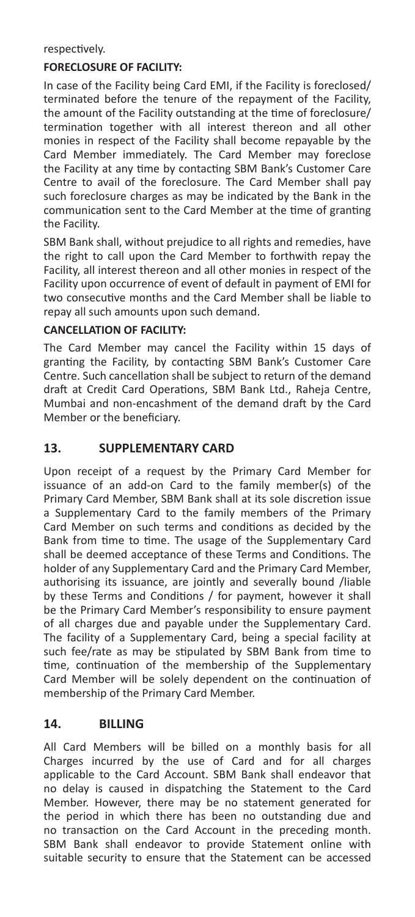respectively.

**FORECLOSURE OF FACILITY:**

In case of the Facility being Card EMI, if the Facility is foreclosed/ terminated before the tenure of the repayment of the Facility, the amount of the Facility outstanding at the time of foreclosure/ termination together with all interest thereon and all other monies in respect of the Facility shall become repayable by the Card Member immediately. The Card Member may foreclose the Facility at any time by contacting SBM Bank's Customer Care Centre to avail of the foreclosure. The Card Member shall pay such foreclosure charges as may be indicated by the Bank in the communication sent to the Card Member at the time of granting the Facility.

SBM Bank shall, without prejudice to all rights and remedies, have the right to call upon the Card Member to forthwith repay the Facility, all interest thereon and all other monies in respect of the Facility upon occurrence of event of default in payment of EMI for two consecutive months and the Card Member shall be liable to repay all such amounts upon such demand.

**CANCELLATION OF FACILITY:**

The Card Member may cancel the Facility within 15 days of granting the Facility, by contacting SBM Bank's Customer Care Centre. Such cancellation shall be subject to return of the demand draft at Credit Card Operations, SBM Bank Ltd., Raheja Centre, Mumbai and non-encashment of the demand draft by the Card Member or the beneficiary.

## 13. SUPPLEMENTARY CARD

Upon receipt of a request by the Primary Card Member for issuance of an add-on Card to the family member(s) of the Primary Card Member, SBM Bank shall at its sole discretion issue a Supplementary Card to the family members of the Primary Card Member on such terms and conditions as decided by the Bank from time to time. The usage of the Supplementary Card shall be deemed acceptance of these Terms and Conditions. The holder of any Supplementary Card and the Primary Card Member, authorising its issuance, are jointly and severally bound /liable by these Terms and Conditions / for payment, however it shall be the Primary Card Member's responsibility to ensure payment of all charges due and payable under the Supplementary Card. The facility of a Supplementary Card, being a special facility at such fee/rate as may be stipulated by SBM Bank from time to time, continuation of the membership of the Supplementary Card Member will be solely dependent on the continuation of membership of the Primary Card Member.

## 14. BILLING

All Card Members will be billed on a monthly basis for all Charges incurred by the use of Card and for all charges applicable to the Card Account. SBM Bank shall endeavor that no delay is caused in dispatching the Statement to the Card Member. However, there may be no statement generated for the period in which there has been no outstanding due and no transaction on the Card Account in the preceding month. SBM Bank shall endeavor to provide Statement online with suitable security to ensure that the Statement can be accessed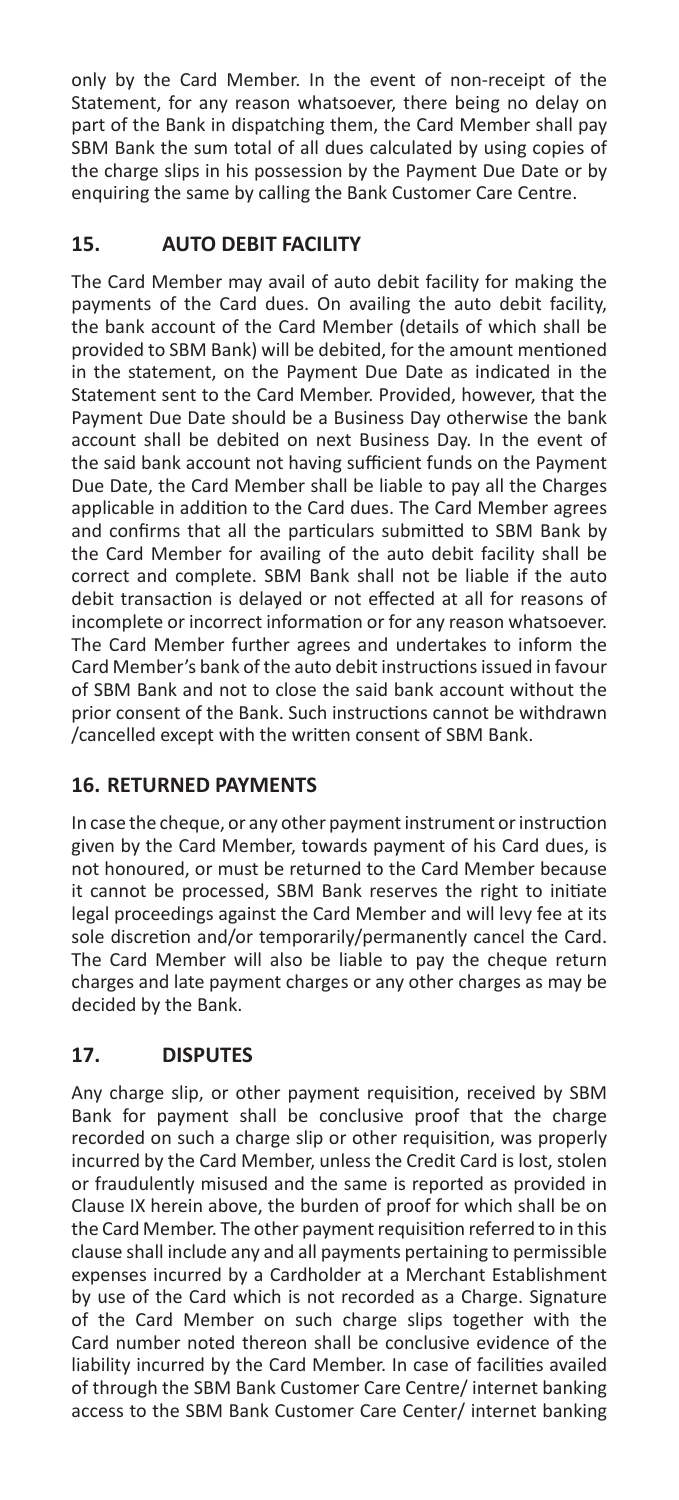only by the Card Member. In the event of non-receipt of the Statement, for any reason whatsoever, there being no delay on part of the Bank in dispatching them, the Card Member shall pay SBM Bank the sum total of all dues calculated by using copies of the charge slips in his possession by the Payment Due Date or by enquiring the same by calling the Bank Customer Care Centre.

## 15. AUTO DEBIT FACILITY

The Card Member may avail of auto debit facility for making the payments of the Card dues. On availing the auto debit facility, the bank account of the Card Member (details of which shall be provided to SBM Bank) will be debited, for the amount mentioned in the statement, on the Payment Due Date as indicated in the Statement sent to the Card Member. Provided, however, that the Payment Due Date should be a Business Day otherwise the bank account shall be debited on next Business Day. In the event of the said bank account not having sufficient funds on the Payment Due Date, the Card Member shall be liable to pay all the Charges applicable in addition to the Card dues. The Card Member agrees and confirms that all the particulars submitted to SBM Bank by the Card Member for availing of the auto debit facility shall be correct and complete. SBM Bank shall not be liable if the auto debit transaction is delayed or not effected at all for reasons of incomplete or incorrect information or for any reason whatsoever. The Card Member further agrees and undertakes to inform the Card Member's bank of the auto debit instructions issued in favour of SBM Bank and not to close the said bank account without the prior consent of the Bank. Such instructions cannot be withdrawn /cancelled except with the written consent of SBM Bank.

## 16. RETURNED PAYMENTS

In case the cheque, or any other payment instrument or instruction given by the Card Member, towards payment of his Card dues, is not honoured, or must be returned to the Card Member because it cannot be processed, SBM Bank reserves the right to initiate legal proceedings against the Card Member and will levy fee at its sole discretion and/or temporarily/permanently cancel the Card. The Card Member will also be liable to pay the cheque return charges and late payment charges or any other charges as may be decided by the Bank.

## 17. DISPUTES

Any charge slip, or other payment requisition, received by SBM Bank for payment shall be conclusive proof that the charge recorded on such a charge slip or other requisition, was properly incurred by the Card Member, unless the Credit Card is lost, stolen or fraudulently misused and the same is reported as provided in Clause IX herein above, the burden of proof for which shall be on the Card Member. The other payment requisition referred to in this clause shall include any and all payments pertaining to permissible expenses incurred by a Cardholder at a Merchant Establishment by use of the Card which is not recorded as a Charge. Signature of the Card Member on such charge slips together with the Card number noted thereon shall be conclusive evidence of the liability incurred by the Card Member. In case of facilities availed of through the SBM Bank Customer Care Centre/ internet banking access to the SBM Bank Customer Care Center/ internet banking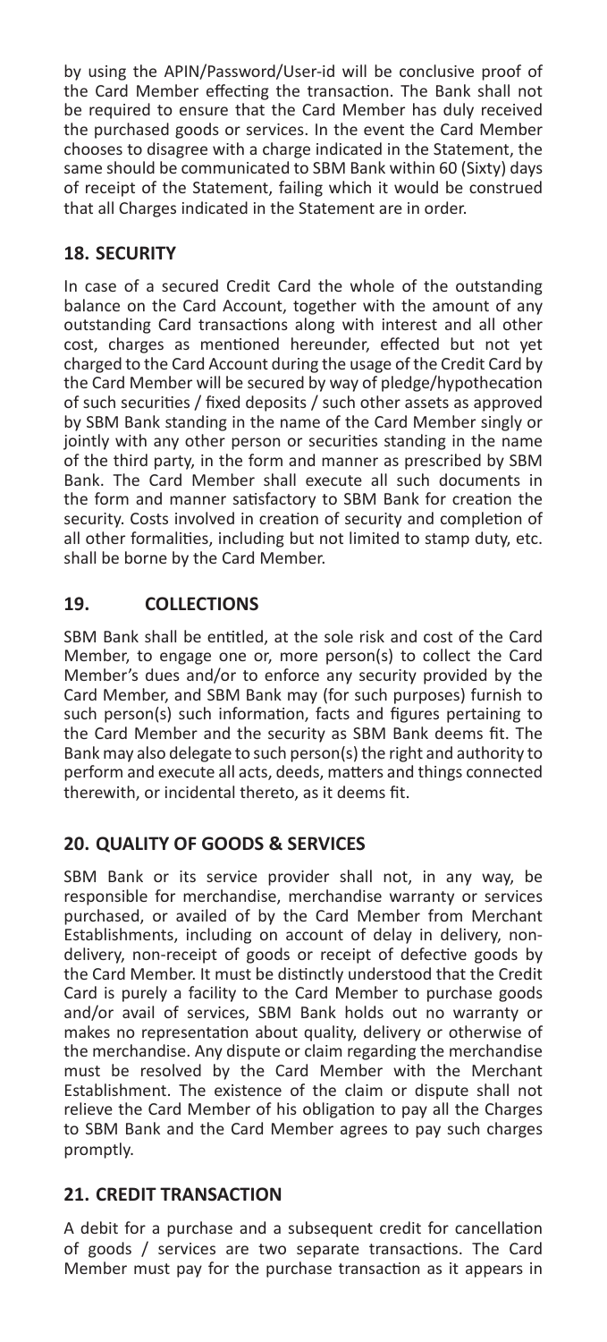by using the APIN/Password/User-id will be conclusive proof of the Card Member effecting the transaction. The Bank shall not be required to ensure that the Card Member has duly received the purchased goods or services. In the event the Card Member chooses to disagree with a charge indicated in the Statement, the same should be communicated to SBM Bank within 60 (Sixty) days of receipt of the Statement, failing which it would be construed that all Charges indicated in the Statement are in order.

## 18. SECURITY

In case of a secured Credit Card the whole of the outstanding balance on the Card Account, together with the amount of any outstanding Card transactions along with interest and all other cost, charges as mentioned hereunder, effected but not yet charged to the Card Account during the usage of the Credit Card by the Card Member will be secured by way of pledge/hypothecation of such securities / fixed deposits / such other assets as approved by SBM Bank standing in the name of the Card Member singly or jointly with any other person or securities standing in the name of the third party, in the form and manner as prescribed by SBM Bank. The Card Member shall execute all such documents in the form and manner satisfactory to SBM Bank for creation the security. Costs involved in creation of security and completion of all other formalities, including but not limited to stamp duty, etc. shall be borne by the Card Member.

## 19. COLLECTIONS

SBM Bank shall be entitled, at the sole risk and cost of the Card Member, to engage one or, more person(s) to collect the Card Member's dues and/or to enforce any security provided by the Card Member, and SBM Bank may (for such purposes) furnish to such person(s) such information, facts and figures pertaining to the Card Member and the security as SBM Bank deems fit. The Bank may also delegate to such person(s) the right and authority to perform and execute all acts, deeds, matters and things connected therewith, or incidental thereto, as it deems fit.

## 20. QUALITY OF GOODS & SERVICES

SBM Bank or its service provider shall not, in any way, be responsible for merchandise, merchandise warranty or services purchased, or availed of by the Card Member from Merchant Establishments, including on account of delay in delivery, non-delivery, non-receipt of goods or receipt of defective goods by the Card Member. It must be distinctly understood that the Credit Card is purely a facility to the Card Member to purchase goods and/or avail of services, SBM Bank holds out no warranty or makes no representation about quality, delivery or otherwise of the merchandise. Any dispute or claim regarding the merchandise must be resolved by the Card Member with the Merchant Establishment. The existence of the claim or dispute shall not relieve the Card Member of his obligation to pay all the Charges to SBM Bank and the Card Member agrees to pay such charges promptly.

## 21. CREDIT TRANSACTION

A debit for a purchase and a subsequent credit for cancellation of goods / services are two separate transactions. The Card Member must pay for the purchase transaction as it appears in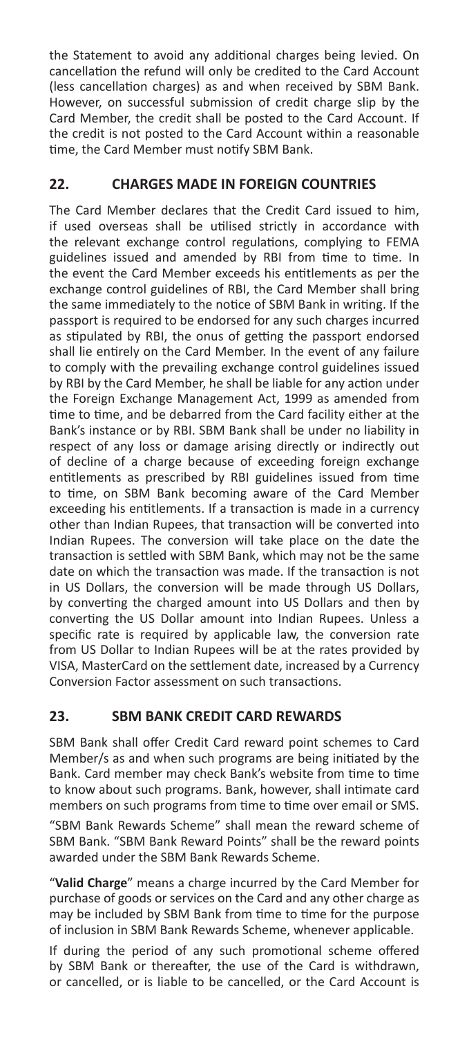the Statement to avoid any additional charges being levied. On cancellation the refund will only be credited to the Card Account (less cancellation charges) as and when received by SBM Bank. However, on successful submission of credit charge slip by the Card Member, the credit shall be posted to the Card Account. If the credit is not posted to the Card Account within a reasonable time, the Card Member must notify SBM Bank.

## 22. CHARGES MADE IN FOREIGN COUNTRIES

The Card Member declares that the Credit Card issued to him, if used overseas shall be utilised strictly in accordance with the relevant exchange control regulations, complying to FEMA guidelines issued and amended by RBI from time to time. In the event the Card Member exceeds his entitlements as per the exchange control guidelines of RBI, the Card Member shall bring the same immediately to the notice of SBM Bank in writing. If the passport is required to be endorsed for any such charges incurred as stipulated by RBI, the onus of getting the passport endorsed shall lie entirely on the Card Member. In the event of any failure to comply with the prevailing exchange control guidelines issued by RBI by the Card Member, he shall be liable for any action under the Foreign Exchange Management Act, 1999 as amended from time to time, and be debarred from the Card facility either at the Bank's instance or by RBI. SBM Bank shall be under no liability in respect of any loss or damage arising directly or indirectly out of decline of a charge because of exceeding foreign exchange entitlements as prescribed by RBI guidelines issued from time to time, on SBM Bank becoming aware of the Card Member exceeding his entitlements. If a transaction is made in a currency other than Indian Rupees, that transaction will be converted into Indian Rupees. The conversion will take place on the date the transaction is settled with SBM Bank, which may not be the same date on which the transaction was made. If the transaction is not in US Dollars, the conversion will be made through US Dollars, by converting the charged amount into US Dollars and then by converting the US Dollar amount into Indian Rupees. Unless a specific rate is required by applicable law, the conversion rate from US Dollar to Indian Rupees will be at the rates provided by VISA, MasterCard on the settlement date, increased by a Currency Conversion Factor assessment on such transactions.

## 23. SBM BANK CREDIT CARD REWARDS

SBM Bank shall offer Credit Card reward point schemes to Card Member/s as and when such programs are being initiated by the Bank. Card member may check Bank's website from time to time to know about such programs. Bank, however, shall intimate card members on such programs from time to time over email or SMS.

"SBM Bank Rewards Scheme" shall mean the reward scheme of SBM Bank. "SBM Bank Reward Points" shall be the reward points awarded under the SBM Bank Rewards Scheme.

"**Valid Charge**" means a charge incurred by the Card Member for purchase of goods or services on the Card and any other charge as may be included by SBM Bank from time to time for the purpose of inclusion in SBM Bank Rewards Scheme, whenever applicable.

If during the period of any such promotional scheme offered by SBM Bank or thereafter, the use of the Card is withdrawn, or cancelled, or is liable to be cancelled, or the Card Account is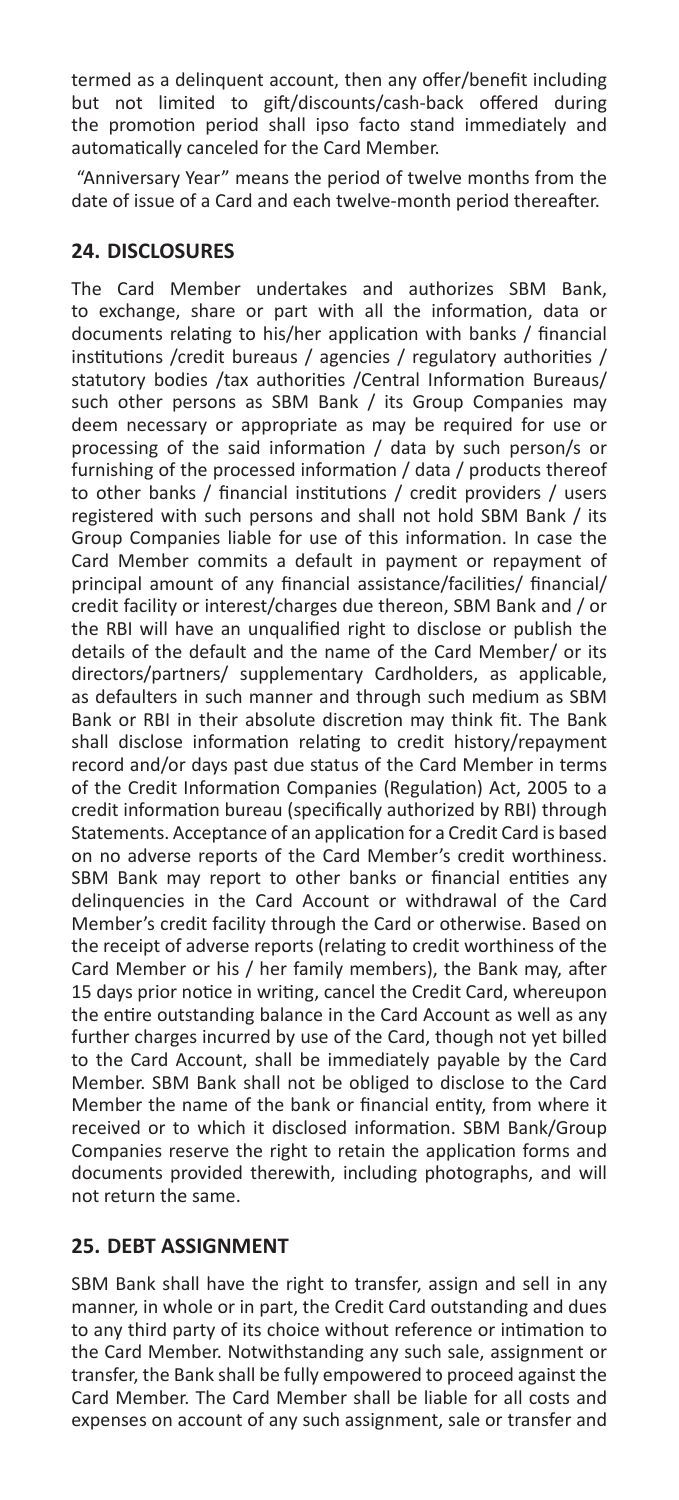termed as a delinquent account, then any offer/benefit including but not limited to gift/discounts/cash-back offered during the promotion period shall ipso facto stand immediately and automatically canceled for the Card Member.

"Anniversary Year" means the period of twelve months from the date of issue of a Card and each twelve-month period thereafter.

## 24. DISCLOSURES

The Card Member undertakes and authorizes SBM Bank, to exchange, share or part with all the information, data or documents relating to his/her application with banks / financial institutions /credit bureaus / agencies / regulatory authorities / statutory bodies /tax authorities /Central Information Bureaus/ such other persons as SBM Bank / its Group Companies may deem necessary or appropriate as may be required for use or processing of the said information / data by such person/s or furnishing of the processed information / data / products thereof to other banks / financial institutions / credit providers / users registered with such persons and shall not hold SBM Bank / its Group Companies liable for use of this information. In case the Card Member commits a default in payment or repayment of principal amount of any financial assistance/facilities/ financial/ credit facility or interest/charges due thereon, SBM Bank and / or the RBI will have an unqualified right to disclose or publish the details of the default and the name of the Card Member/ or its directors/partners/ supplementary Cardholders, as applicable, as defaulters in such manner and through such medium as SBM Bank or RBI in their absolute discretion may think fit. The Bank shall disclose information relating to credit history/repayment record and/or days past due status of the Card Member in terms of the Credit Information Companies (Regulation) Act, 2005 to a credit information bureau (specifically authorized by RBI) through Statements. Acceptance of an application for a Credit Card is based on no adverse reports of the Card Member's credit worthiness. SBM Bank may report to other banks or financial entities any delinquencies in the Card Account or withdrawal of the Card Member's credit facility through the Card or otherwise. Based on the receipt of adverse reports (relating to credit worthiness of the Card Member or his / her family members), the Bank may, after 15 days prior notice in writing, cancel the Credit Card, whereupon the entire outstanding balance in the Card Account as well as any further charges incurred by use of the Card, though not yet billed to the Card Account, shall be immediately payable by the Card Member. SBM Bank shall not be obliged to disclose to the Card Member the name of the bank or financial entity, from where it received or to which it disclosed information. SBM Bank/Group Companies reserve the right to retain the application forms and documents provided therewith, including photographs, and will not return the same.

## 25. DEBT ASSIGNMENT

SBM Bank shall have the right to transfer, assign and sell in any manner, in whole or in part, the Credit Card outstanding and dues to any third party of its choice without reference or intimation to the Card Member. Notwithstanding any such sale, assignment or transfer, the Bank shall be fully empowered to proceed against the Card Member. The Card Member shall be liable for all costs and expenses on account of any such assignment, sale or transfer and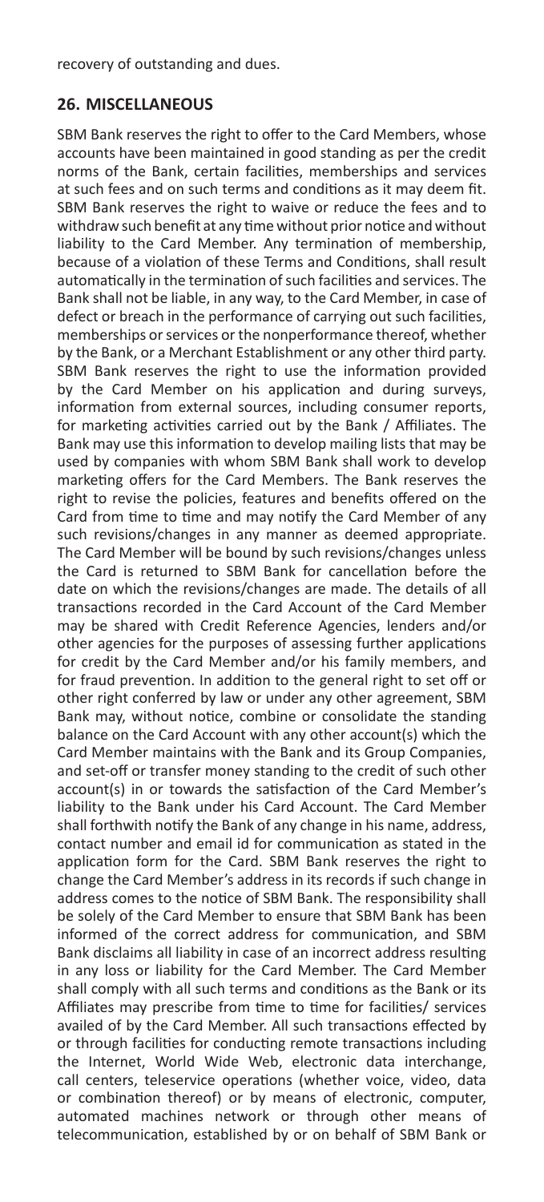recovery of outstanding and dues.

## 26. MISCELLANEOUS

SBM Bank reserves the right to offer to the Card Members, whose accounts have been maintained in good standing as per the credit norms of the Bank, certain facilities, memberships and services at such fees and on such terms and conditions as it may deem fit. SBM Bank reserves the right to waive or reduce the fees and to withdraw such benefit at any time without prior notice and without liability to the Card Member. Any termination of membership, because of a violation of these Terms and Conditions, shall result automatically in the termination of such facilities and services. The Bank shall not be liable, in any way, to the Card Member, in case of defect or breach in the performance of carrying out such facilities, memberships or services or the nonperformance thereof, whether by the Bank, or a Merchant Establishment or any other third party. SBM Bank reserves the right to use the information provided by the Card Member on his application and during surveys, information from external sources, including consumer reports, for marketing activities carried out by the Bank / Affiliates. The Bank may use this information to develop mailing lists that may be used by companies with whom SBM Bank shall work to develop marketing offers for the Card Members. The Bank reserves the right to revise the policies, features and benefits offered on the Card from time to time and may notify the Card Member of any such revisions/changes in any manner as deemed appropriate. The Card Member will be bound by such revisions/changes unless the Card is returned to SBM Bank for cancellation before the date on which the revisions/changes are made. The details of all transactions recorded in the Card Account of the Card Member may be shared with Credit Reference Agencies, lenders and/or other agencies for the purposes of assessing further applications for credit by the Card Member and/or his family members, and for fraud prevention. In addition to the general right to set off or other right conferred by law or under any other agreement, SBM Bank may, without notice, combine or consolidate the standing balance on the Card Account with any other account(s) which the Card Member maintains with the Bank and its Group Companies, and set-off or transfer money standing to the credit of such other account(s) in or towards the satisfaction of the Card Member's liability to the Bank under his Card Account. The Card Member shall forthwith notify the Bank of any change in his name, address, contact number and email id for communication as stated in the application form for the Card. SBM Bank reserves the right to change the Card Member's address in its records if such change in address comes to the notice of SBM Bank. The responsibility shall be solely of the Card Member to ensure that SBM Bank has been informed of the correct address for communication, and SBM Bank disclaims all liability in case of an incorrect address resulting in any loss or liability for the Card Member. The Card Member shall comply with all such terms and conditions as the Bank or its Affiliates may prescribe from time to time for facilities/ services availed of by the Card Member. All such transactions effected by or through facilities for conducting remote transactions including the Internet, World Wide Web, electronic data interchange, call centers, teleservice operations (whether voice, video, data or combination thereof) or by means of electronic, computer, automated machines network or through other means of telecommunication, established by or on behalf of SBM Bank or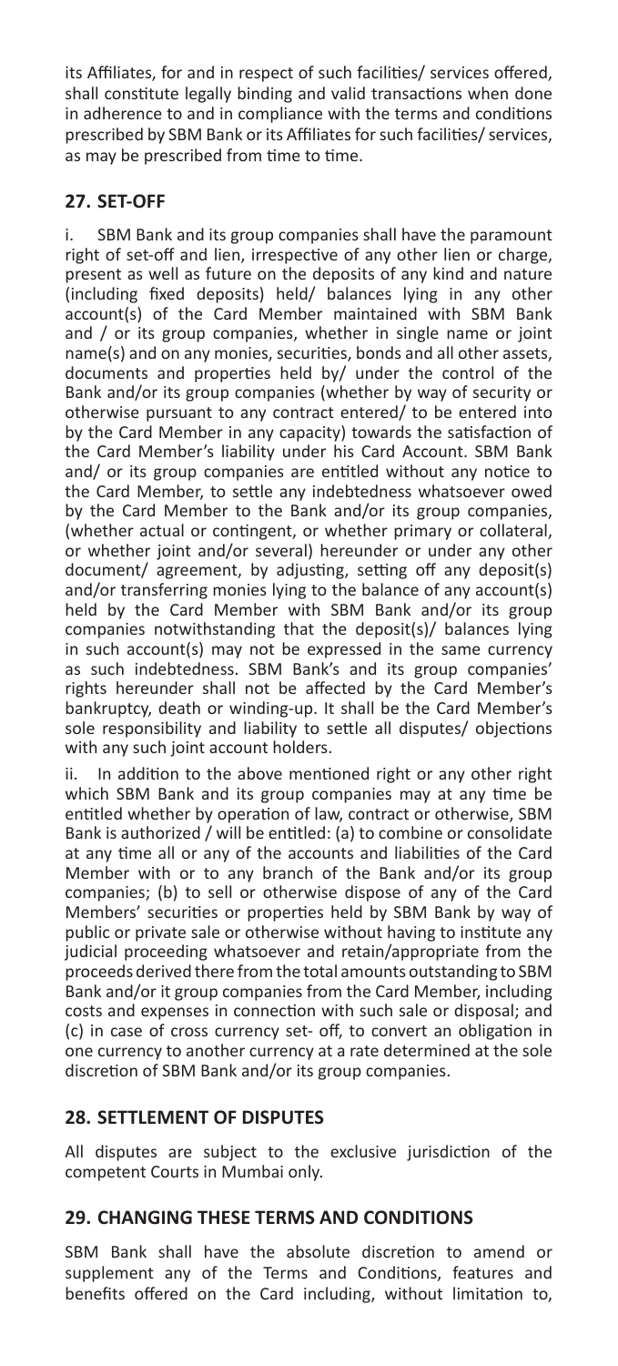its Affiliates, for and in respect of such facilities/ services offered, shall constitute legally binding and valid transactions when done in adherence to and in compliance with the terms and conditions prescribed by SBM Bank or its Affiliates for such facilities/ services, as may be prescribed from time to time.

## 27. SET-OFF

i. SBM Bank and its group companies shall have the paramount right of set-off and lien, irrespective of any other lien or charge, present as well as future on the deposits of any kind and nature (including fixed deposits) held/ balances lying in any other account(s) of the Card Member maintained with SBM Bank and / or its group companies, whether in single name or joint name(s) and on any monies, securities, bonds and all other assets, documents and properties held by/ under the control of the Bank and/or its group companies (whether by way of security or otherwise pursuant to any contract entered/ to be entered into by the Card Member in any capacity) towards the satisfaction of the Card Member's liability under his Card Account. SBM Bank and/ or its group companies are entitled without any notice to the Card Member, to settle any indebtedness whatsoever owed by the Card Member to the Bank and/or its group companies, (whether actual or contingent, or whether primary or collateral, or whether joint and/or several) hereunder or under any other document/ agreement, by adjusting, setting off any deposit(s) and/or transferring monies lying to the balance of any account(s) held by the Card Member with SBM Bank and/or its group companies notwithstanding that the deposit(s)/ balances lying in such account(s) may not be expressed in the same currency as such indebtedness. SBM Bank's and its group companies' rights hereunder shall not be affected by the Card Member's bankruptcy, death or winding-up. It shall be the Card Member's sole responsibility and liability to settle all disputes/ objections with any such joint account holders.

ii. In addition to the above mentioned right or any other right which SBM Bank and its group companies may at any time be entitled whether by operation of law, contract or otherwise, SBM Bank is authorized / will be entitled: (a) to combine or consolidate at any time all or any of the accounts and liabilities of the Card Member with or to any branch of the Bank and/or its group companies; (b) to sell or otherwise dispose of any of the Card Members' securities or properties held by SBM Bank by way of public or private sale or otherwise without having to institute any judicial proceeding whatsoever and retain/appropriate from the proceeds derived therefrom the total amounts outstanding to SBM Bank and/or it group companies from the Card Member, including costs and expenses in connection with such sale or disposal; and (c) in case of cross currency set- off, to convert an obligation in one currency to another currency at a rate determined at the sole discretion of SBM Bank and/or its group companies.

## 28. SETTLEMENT OF DISPUTES

All disputes are subject to the exclusive jurisdiction of the competent Courts in Mumbai only.

## 29. CHANGING THESE TERMS AND CONDITIONS

SBM Bank shall have the absolute discretion to amend or supplement any of the Terms and Conditions, features and benefits offered on the Card including, without limitation to,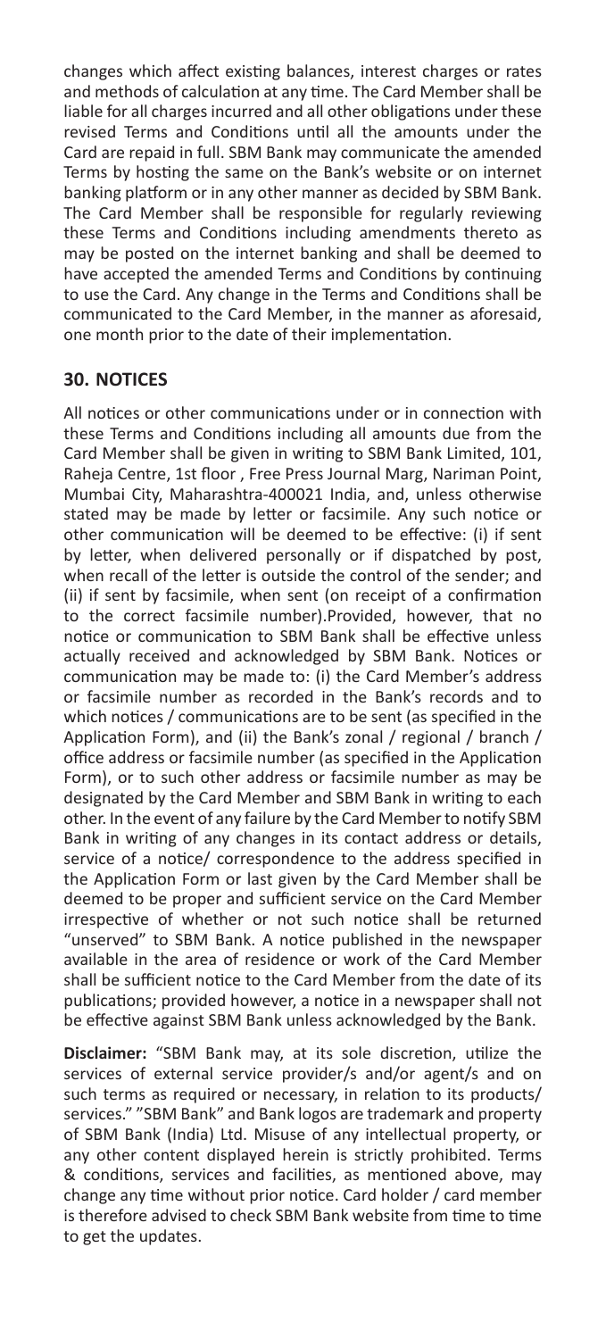changes which affect existing balances, interest charges or rates and methods of calculation at any time. The Card Member shall be liable for all charges incurred and all other obligations under these revised Terms and Conditions until all the amounts under the Card are repaid in full. SBM Bank may communicate the amended Terms by hosting the same on the Bank's website or on internet banking platform or in any other manner as decided by SBM Bank. The Card Member shall be responsible for regularly reviewing these Terms and Conditions including amendments thereto as may be posted on the internet banking and shall be deemed to have accepted the amended Terms and Conditions by continuing to use the Card. Any change in the Terms and Conditions shall be communicated to the Card Member, in the manner as aforesaid, one month prior to the date of their implementation.

## 30. NOTICES

All notices or other communications under or in connection with these Terms and Conditions including all amounts due from the Card Member shall be given in writing to SBM Bank Limited, 101, Raheja Centre, 1st floor , Free Press Journal Marg, Nariman Point, Mumbai City, Maharashtra-400021 India, and, unless otherwise stated may be made by letter or facsimile. Any such notice or other communication will be deemed to be effective: (i) if sent by letter, when delivered personally or if dispatched by post, when recall of the letter is outside the control of the sender; and (ii) if sent by facsimile, when sent (on receipt of a confirmation to the correct facsimile number).Provided, however, that no notice or communication to SBM Bank shall be effective unless actually received and acknowledged by SBM Bank. Notices or communication may be made to: (i) the Card Member's address or facsimile number as recorded in the Bank's records and to which notices / communications are to be sent (as specified in the Application Form), and (ii) the Bank's zonal / regional / branch / office address or facsimile number (as specified in the Application Form), or to such other address or facsimile number as may be designated by the Card Member and SBM Bank in writing to each other. In the event of any failure by the Card Member to notify SBM Bank in writing of any changes in its contact address or details, service of a notice/ correspondence to the address specified in the Application Form or last given by the Card Member shall be deemed to be proper and sufficient service on the Card Member irrespective of whether or not such notice shall be returned "unserved" to SBM Bank. A notice published in the newspaper available in the area of residence or work of the Card Member shall be sufficient notice to the Card Member from the date of its publications; provided however, a notice in a newspaper shall not be effective against SBM Bank unless acknowledged by the Bank.

**Disclaimer:** "SBM Bank may, at its sole discretion, utilize the services of external service provider/s and/or agent/s and on such terms as required or necessary, in relation to its products/ services." "SBM Bank" and Bank logos are trademark and property of SBM Bank (India) Ltd. Misuse of any intellectual property, or any other content displayed herein is strictly prohibited. Terms & conditions, services and facilities, as mentioned above, may change any time without prior notice. Card holder / card member is therefore advised to check SBM Bank website from time to time to get the updates.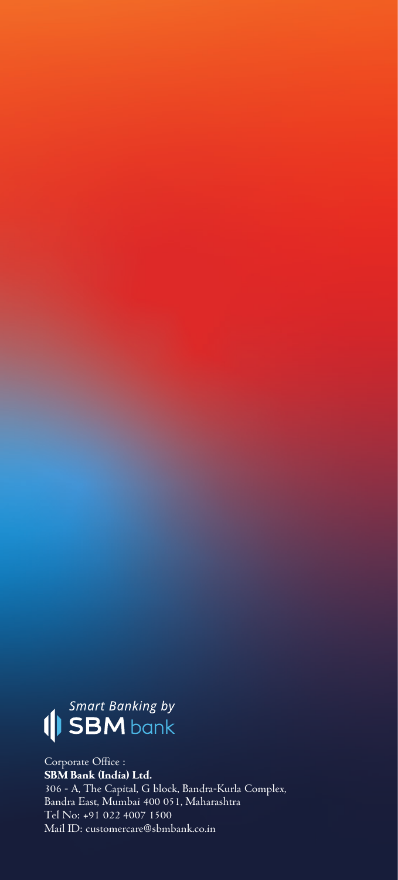Smart Banking by **SBM** bank

Corporate Office :
**SBM Bank (India) Ltd.**
306 - A, The Capital, G block, Bandra-Kurla Complex,
Bandra East, Mumbai 400 051, Maharashtra
Tel No: +91 022 4007 1500
Mail ID: customercare@sbmbank.co.in